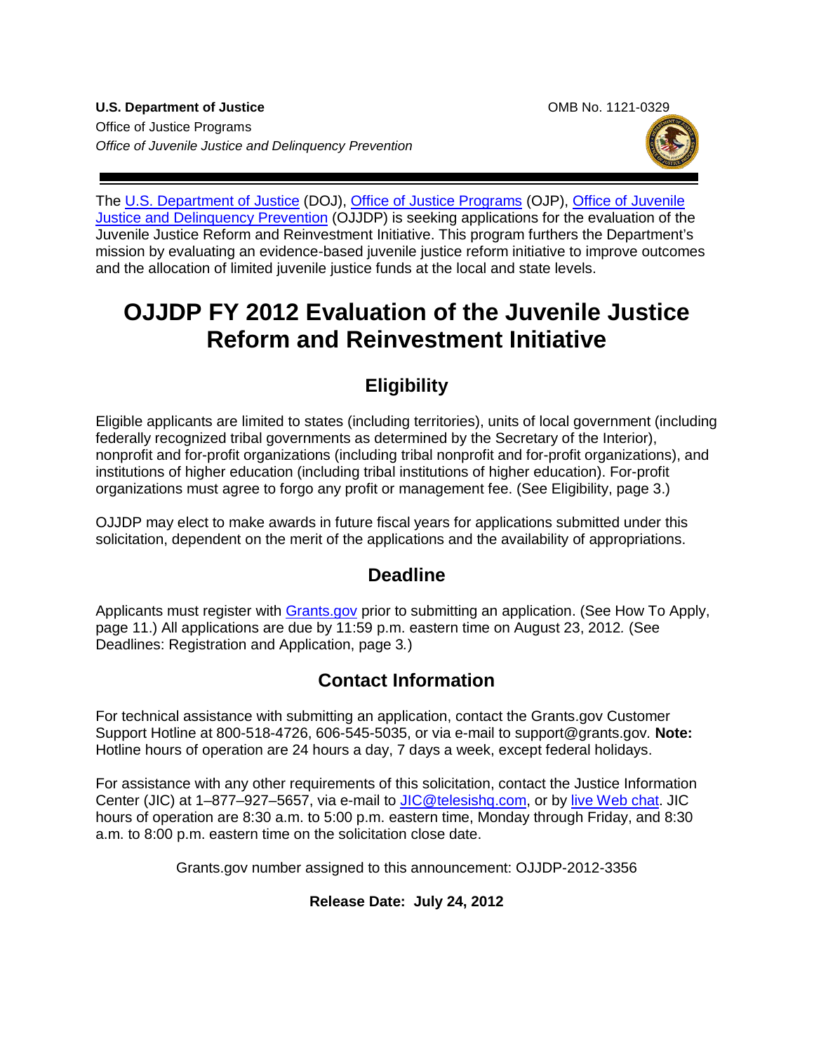**U.S. Department of Justice**
Office of Justice Programps
*Office of Juvenile Justice and Delinquency Prevention*

OMB No. 1121-0329

The U.S. Department of Justice (DOJ), Office of Justice Programs (OJP), Office of Juvenile Justice and Delinquency Prevention (OJJDP) is seeking applications for the evaluation of the Juvenile Justice Reform and Reinvestment Initiative. This program furthers the Department's mission by evaluating an evidence-based juvenile justice reform initiative to improve outcomes and the allocation of limited juvenile justice funds at the local and state levels.

# OJJDP FY 2012 Evaluation of the Juvenile Justice Reform and Reinvestment Initiative

## Eligibility

Eligible applicants are limited to states (including territories), units of local government (including federally recognized tribal governments as determined by the Secretary of the Interior), nonprofit and for-profit organizations (including tribal nonprofit and for-profit organizations), and institutions of higher education (including tribal institutions of higher education). For-profit organizations must agree to forgo any profit or management fee. (See Eligibility, page 3.)

OJJDP may elect to make awards in future fiscal years for applications submitted under this solicitation, dependent on the merit of the applications and the availability of appropriations.

## Deadline

Applicants must register with Grants.gov prior to submitting an application. (See How To Apply, page 11.) All applications are due by 11:59 p.m. eastern time on August 23, 2012*.* (See Deadlines: Registration and Application, page 3*.*)

## Contact Information

For technical assistance with submitting an application, contact the Grants.gov Customer Support Hotline at 800-518-4726, 606-545-5035, or via e-mail to support@grants.gov*.* **Note:** Hotline hours of operation are 24 hours a day, 7 days a week, except federal holidays.

For assistance with any other requirements of this solicitation, contact the Justice Information Center (JIC) at 1–877–927–5657, via e-mail to JIC@telesishq.com, or by live Web chat. JIC hours of operation are 8:30 a.m. to 5:00 p.m. eastern time, Monday through Friday, and 8:30 a.m. to 8:00 p.m. eastern time on the solicitation close date.

Grants.gov number assigned to this announcement: OJJDP-2012-3356

**Release Date: July 24, 2012**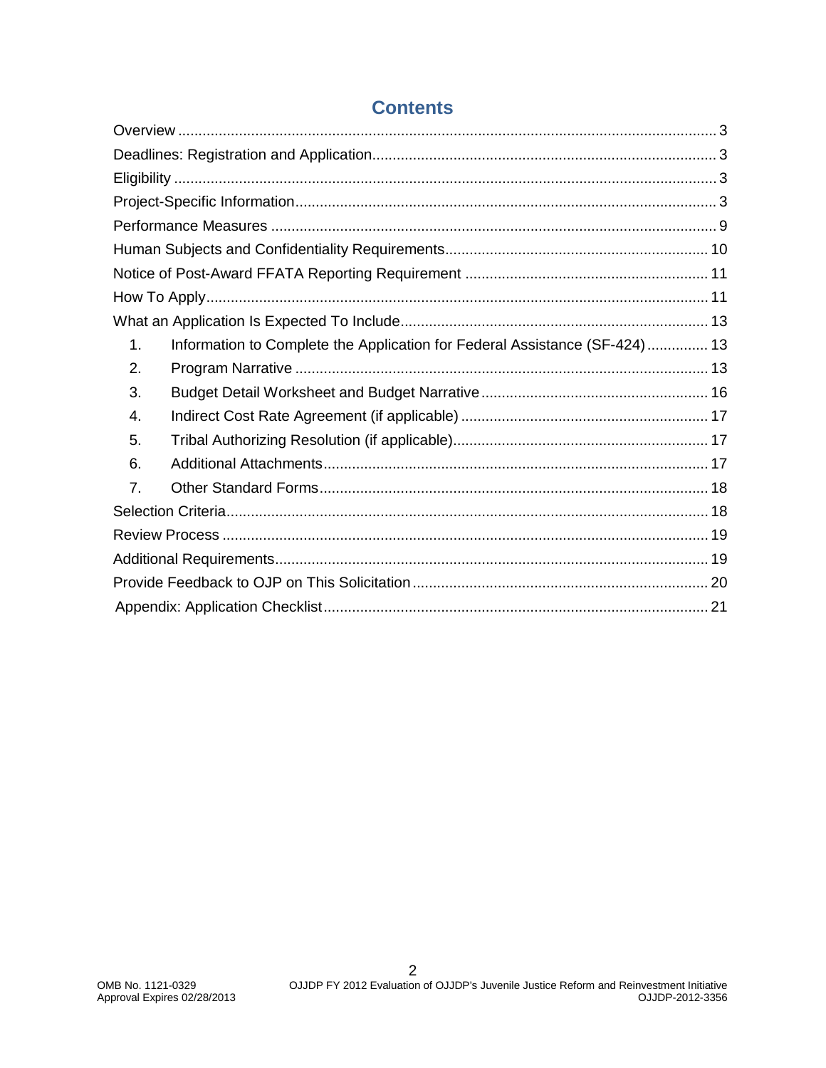# Contents

Overview ..... 3

Deadlines: Registration and Application ..... 3

Eligibility ..... 3

Project-Specific Information ..... 3

Performance Measures ..... 9

Human Subjects and Confidentiality Requirements ..... 10

Notice of Post-Award FFATA Reporting Requirement ..... 11

How To Apply ..... 11

What an Application Is Expected To Include ..... 13

1. Information to Complete the Application for Federal Assistance (SF-424) ..... 13
2. Program Narrative ..... 13
3. Budget Detail Worksheet and Budget Narrative ..... 16
4. Indirect Cost Rate Agreement (if applicable) ..... 17
5. Tribal Authorizing Resolution (if applicable) ..... 17
6. Additional Attachments ..... 17
7. Other Standard Forms ..... 18

Selection Criteria ..... 18

Review Process ..... 19

Additional Requirements ..... 19

Provide Feedback to OJP on This Solicitation ..... 20

Appendix: Application Checklist ..... 21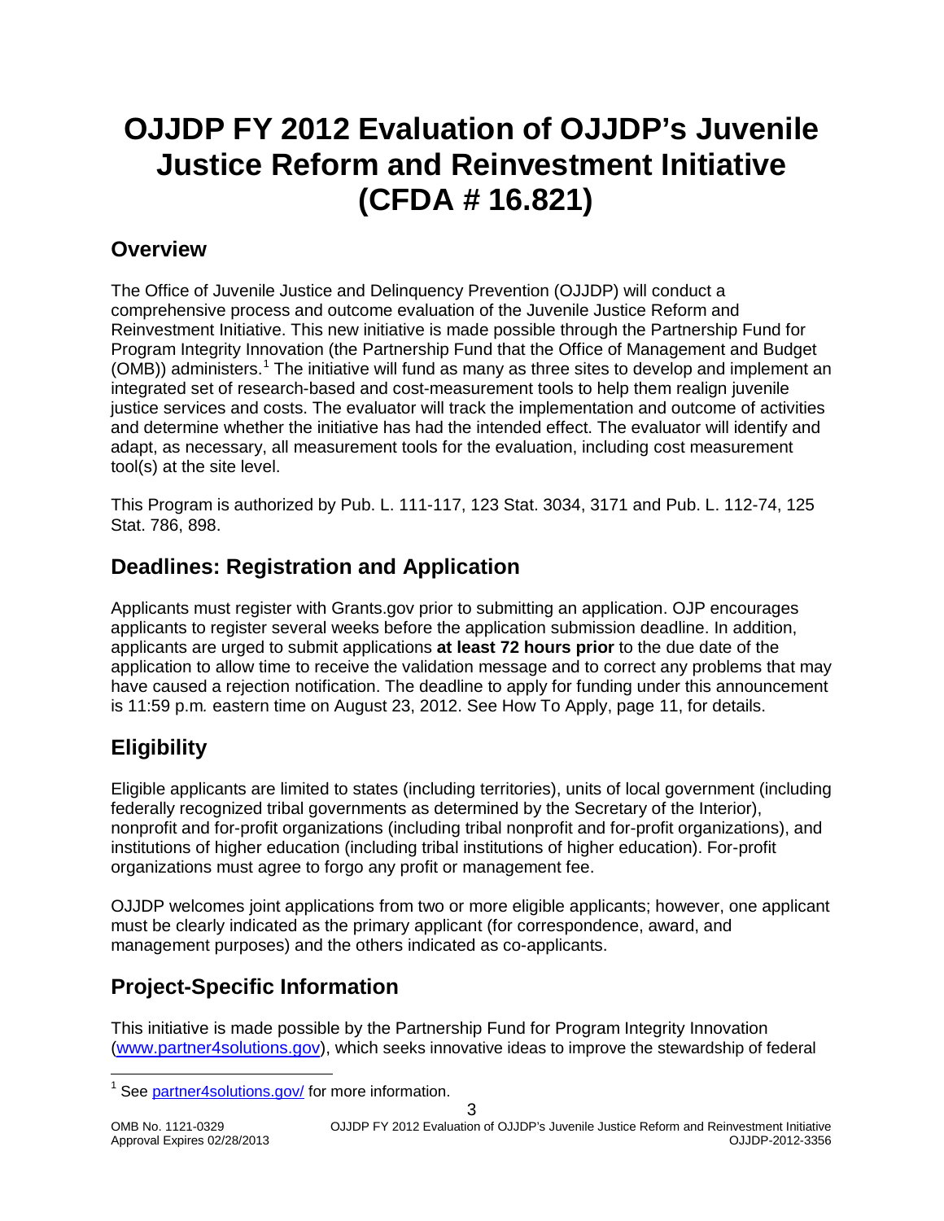# OJJDP FY 2012 Evaluation of OJJDP's Juvenile Justice Reform and Reinvestment Initiative (CFDA # 16.821)

## Overview

The Office of Juvenile Justice and Delinquency Prevention (OJJDP) will conduct a comprehensive process and outcome evaluation of the Juvenile Justice Reform and Reinvestment Initiative. This new initiative is made possible through the Partnership Fund for Program Integrity Innovation (the Partnership Fund that the Office of Management and Budget (OMB)) administers.[1] The initiative will fund as many as three sites to develop and implement an integrated set of research-based and cost-measurement tools to help them realign juvenile justice services and costs. The evaluator will track the implementation and outcome of activities and determine whether the initiative has had the intended effect. The evaluator will identify and adapt, as necessary, all measurement tools for the evaluation, including cost measurement tool(s) at the site level.

This Program is authorized by Pub. L. 111-117, 123 Stat. 3034, 3171 and Pub. L. 112-74, 125 Stat. 786, 898.

## Deadlines: Registration and Application

Applicants must register with Grants.gov prior to submitting an application. OJP encourages applicants to register several weeks before the application submission deadline. In addition, applicants are urged to submit applications **at least 72 hours prior** to the due date of the application to allow time to receive the validation message and to correct any problems that may have caused a rejection notification. The deadline to apply for funding under this announcement is 11:59 p.m. eastern time on August 23, 2012. See How To Apply, page 11, for details.

## Eligibility

Eligible applicants are limited to states (including territories), units of local government (including federally recognized tribal governments as determined by the Secretary of the Interior), nonprofit and for-profit organizations (including tribal nonprofit and for-profit organizations), and institutions of higher education (including tribal institutions of higher education). For-profit organizations must agree to forgo any profit or management fee.

OJJDP welcomes joint applications from two or more eligible applicants; however, one applicant must be clearly indicated as the primary applicant (for correspondence, award, and management purposes) and the others indicated as co-applicants.

## Project-Specific Information

This initiative is made possible by the Partnership Fund for Program Integrity Innovation (www.partner4solutions.gov), which seeks innovative ideas to improve the stewardship of federal

[1] See partner4solutions.gov/ for more information.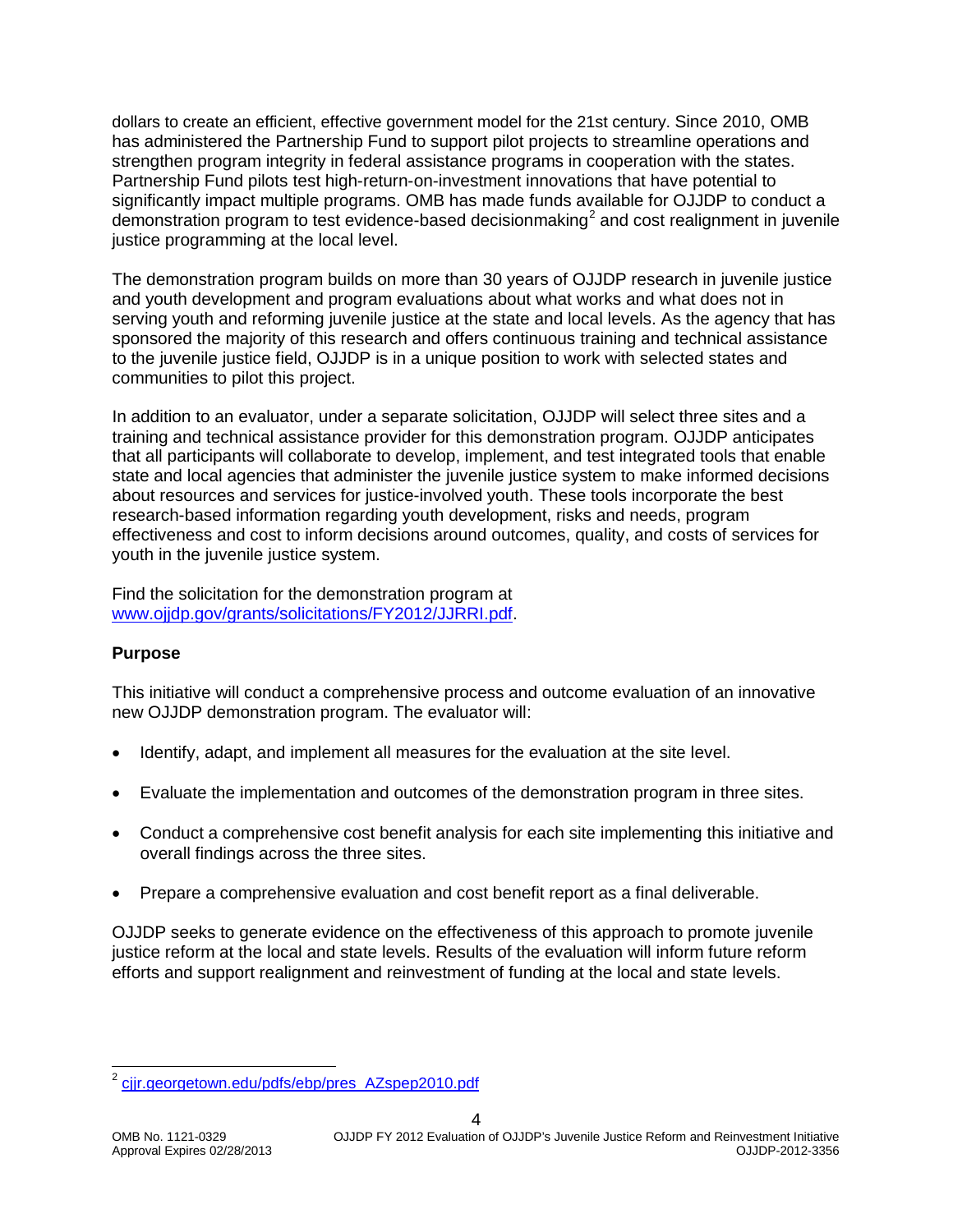dollars to create an efficient, effective government model for the 21st century. Since 2010, OMB has administered the Partnership Fund to support pilot projects to streamline operations and strengthen program integrity in federal assistance programs in cooperation with the states. Partnership Fund pilots test high-return-on-investment innovations that have potential to significantly impact multiple programs. OMB has made funds available for OJJDP to conduct a demonstration program to test evidence-based decisionmaking[2] and cost realignment in juvenile justice programming at the local level.

The demonstration program builds on more than 30 years of OJJDP research in juvenile justice and youth development and program evaluations about what works and what does not in serving youth and reforming juvenile justice at the state and local levels. As the agency that has sponsored the majority of this research and offers continuous training and technical assistance to the juvenile justice field, OJJDP is in a unique position to work with selected states and communities to pilot this project.

In addition to an evaluator, under a separate solicitation, OJJDP will select three sites and a training and technical assistance provider for this demonstration program. OJJDP anticipates that all participants will collaborate to develop, implement, and test integrated tools that enable state and local agencies that administer the juvenile justice system to make informed decisions about resources and services for justice-involved youth. These tools incorporate the best research-based information regarding youth development, risks and needs, program effectiveness and cost to inform decisions around outcomes, quality, and costs of services for youth in the juvenile justice system.

Find the solicitation for the demonstration program at [www.ojjdp.gov/grants/solicitations/FY2012/JJRRI.pdf](www.ojjdp.gov/grants/solicitations/FY2012/JJRRI.pdf).

**Purpose**

This initiative will conduct a comprehensive process and outcome evaluation of an innovative new OJJDP demonstration program. The evaluator will:

- Identify, adapt, and implement all measures for the evaluation at the site level.
- Evaluate the implementation and outcomes of the demonstration program in three sites.
- Conduct a comprehensive cost benefit analysis for each site implementing this initiative and overall findings across the three sites.
- Prepare a comprehensive evaluation and cost benefit report as a final deliverable.

OJJDP seeks to generate evidence on the effectiveness of this approach to promote juvenile justice reform at the local and state levels. Results of the evaluation will inform future reform efforts and support realignment and reinvestment of funding at the local and state levels.

---

[2] [cjjr.georgetown.edu/pdfs/ebp/pres_AZspep2010.pdf](cjjr.georgetown.edu/pdfs/ebp/pres_AZspep2010.pdf)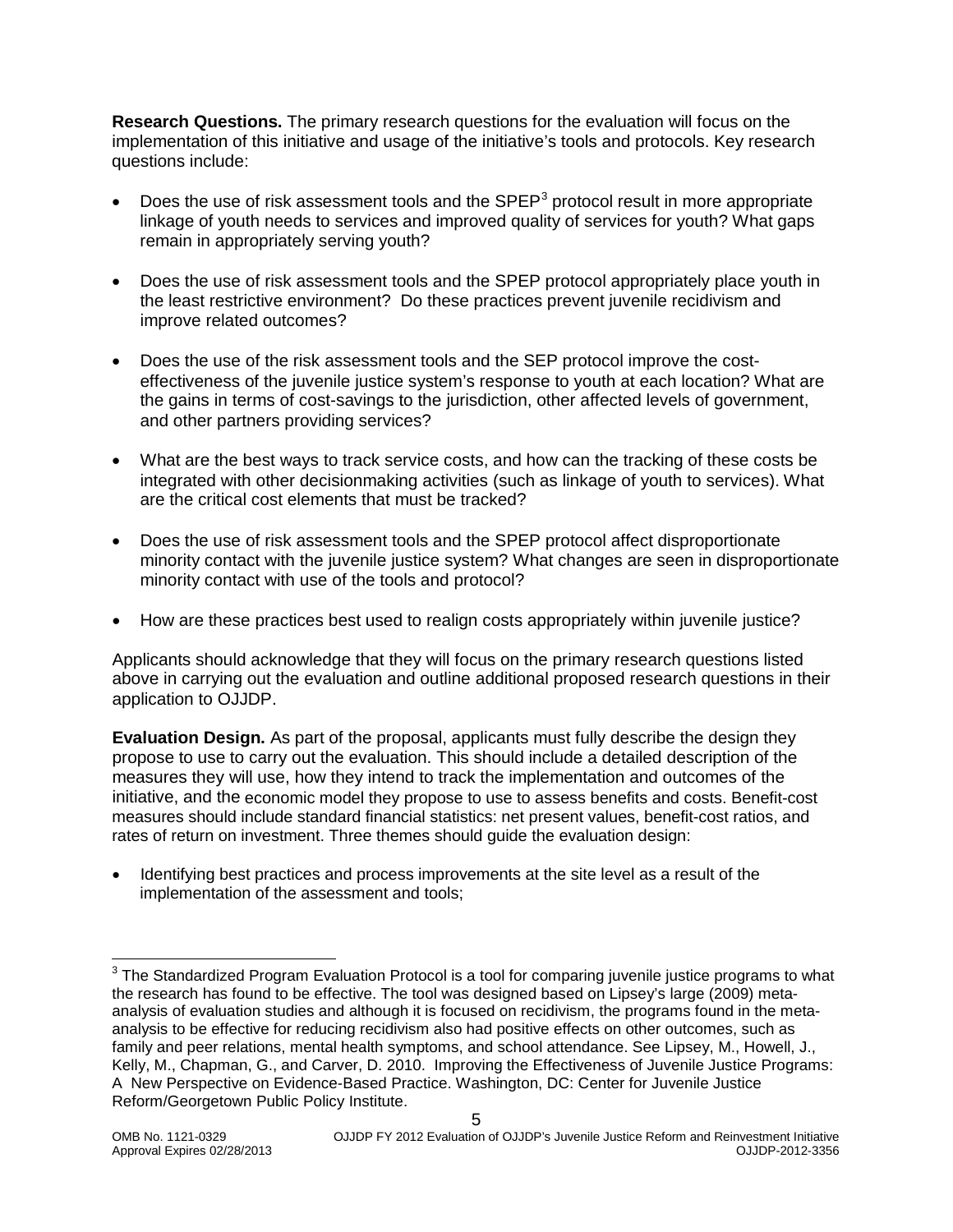**Research Questions.** The primary research questions for the evaluation will focus on the implementation of this initiative and usage of the initiative's tools and protocols. Key research questions include:

- Does the use of risk assessment tools and the SPEP[3] protocol result in more appropriate linkage of youth needs to services and improved quality of services for youth? What gaps remain in appropriately serving youth?
- Does the use of risk assessment tools and the SPEP protocol appropriately place youth in the least restrictive environment? Do these practices prevent juvenile recidivism and improve related outcomes?
- Does the use of the risk assessment tools and the SEP protocol improve the cost-effectiveness of the juvenile justice system's response to youth at each location? What are the gains in terms of cost-savings to the jurisdiction, other affected levels of government, and other partners providing services?
- What are the best ways to track service costs, and how can the tracking of these costs be integrated with other decisionmaking activities (such as linkage of youth to services). What are the critical cost elements that must be tracked?
- Does the use of risk assessment tools and the SPEP protocol affect disproportionate minority contact with the juvenile justice system? What changes are seen in disproportionate minority contact with use of the tools and protocol?
- How are these practices best used to realign costs appropriately within juvenile justice?

Applicants should acknowledge that they will focus on the primary research questions listed above in carrying out the evaluation and outline additional proposed research questions in their application to OJJDP.

**Evaluation Design.** As part of the proposal, applicants must fully describe the design they propose to use to carry out the evaluation. This should include a detailed description of the measures they will use, how they intend to track the implementation and outcomes of the initiative, and the economic model they propose to use to assess benefits and costs. Benefit-cost measures should include standard financial statistics: net present values, benefit-cost ratios, and rates of return on investment. Three themes should guide the evaluation design:

- Identifying best practices and process improvements at the site level as a result of the implementation of the assessment and tools;

---

[3] The Standardized Program Evaluation Protocol is a tool for comparing juvenile justice programs to what the research has found to be effective. The tool was designed based on Lipsey's large (2009) meta-analysis of evaluation studies and although it is focused on recidivism, the programs found in the meta-analysis to be effective for reducing recidivism also had positive effects on other outcomes, such as family and peer relations, mental health symptoms, and school attendance. See Lipsey, M., Howell, J., Kelly, M., Chapman, G., and Carver, D. 2010. Improving the Effectiveness of Juvenile Justice Programs: A New Perspective on Evidence-Based Practice. Washington, DC: Center for Juvenile Justice Reform/Georgetown Public Policy Institute.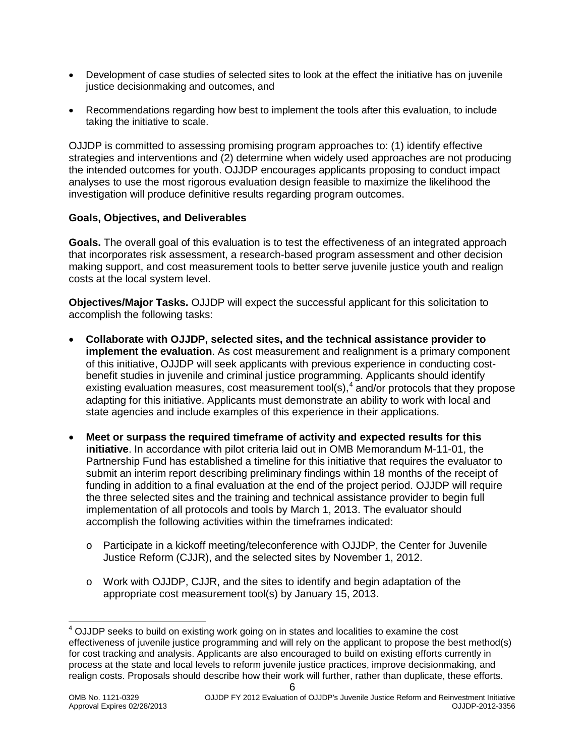- Development of case studies of selected sites to look at the effect the initiative has on juvenile justice decisionmaking and outcomes, and
- Recommendations regarding how best to implement the tools after this evaluation, to include taking the initiative to scale.

OJJDP is committed to assessing promising program approaches to: (1) identify effective strategies and interventions and (2) determine when widely used approaches are not producing the intended outcomes for youth. OJJDP encourages applicants proposing to conduct impact analyses to use the most rigorous evaluation design feasible to maximize the likelihood the investigation will produce definitive results regarding program outcomes.

**Goals, Objectives, and Deliverables**

**Goals.** The overall goal of this evaluation is to test the effectiveness of an integrated approach that incorporates risk assessment, a research-based program assessment and other decision making support, and cost measurement tools to better serve juvenile justice youth and realign costs at the local system level.

**Objectives/Major Tasks.** OJJDP will expect the successful applicant for this solicitation to accomplish the following tasks:

- **Collaborate with OJJDP, selected sites, and the technical assistance provider to implement the evaluation**. As cost measurement and realignment is a primary component of this initiative, OJJDP will seek applicants with previous experience in conducting cost-benefit studies in juvenile and criminal justice programming. Applicants should identify existing evaluation measures, cost measurement tool(s),[4] and/or protocols that they propose adapting for this initiative. Applicants must demonstrate an ability to work with local and state agencies and include examples of this experience in their applications.
- **Meet or surpass the required timeframe of activity and expected results for this initiative**. In accordance with pilot criteria laid out in OMB Memorandum M-11-01, the Partnership Fund has established a timeline for this initiative that requires the evaluator to submit an interim report describing preliminary findings within 18 months of the receipt of funding in addition to a final evaluation at the end of the project period. OJJDP will require the three selected sites and the training and technical assistance provider to begin full implementation of all protocols and tools by March 1, 2013. The evaluator should accomplish the following activities within the timeframes indicated:
  - Participate in a kickoff meeting/teleconference with OJJDP, the Center for Juvenile Justice Reform (CJJR), and the selected sites by November 1, 2012.
  - Work with OJJDP, CJJR, and the sites to identify and begin adaptation of the appropriate cost measurement tool(s) by January 15, 2013.

[4] OJJDP seeks to build on existing work going on in states and localities to examine the cost effectiveness of juvenile justice programming and will rely on the applicant to propose the best method(s) for cost tracking and analysis. Applicants are also encouraged to build on existing efforts currently in process at the state and local levels to reform juvenile justice practices, improve decisionmaking, and realign costs. Proposals should describe how their work will further, rather than duplicate, these efforts.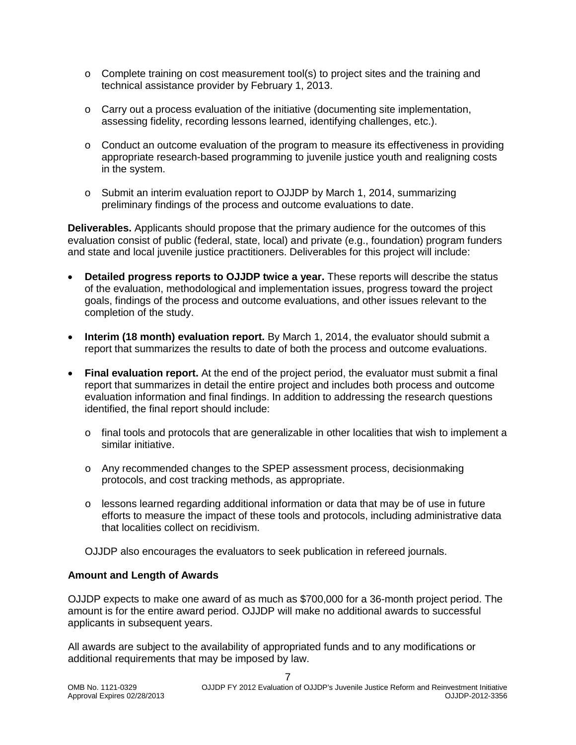- Complete training on cost measurement tool(s) to project sites and the training and technical assistance provider by February 1, 2013.

- Carry out a process evaluation of the initiative (documenting site implementation, assessing fidelity, recording lessons learned, identifying challenges, etc.).

- Conduct an outcome evaluation of the program to measure its effectiveness in providing appropriate research-based programming to juvenile justice youth and realigning costs in the system.

- Submit an interim evaluation report to OJJDP by March 1, 2014, summarizing preliminary findings of the process and outcome evaluations to date.

**Deliverables.** Applicants should propose that the primary audience for the outcomes of this evaluation consist of public (federal, state, local) and private (e.g., foundation) program funders and state and local juvenile justice practitioners. Deliverables for this project will include:

- **Detailed progress reports to OJJDP twice a year.** These reports will describe the status of the evaluation, methodological and implementation issues, progress toward the project goals, findings of the process and outcome evaluations, and other issues relevant to the completion of the study.

- **Interim (18 month) evaluation report.** By March 1, 2014, the evaluator should submit a report that summarizes the results to date of both the process and outcome evaluations.

- **Final evaluation report.** At the end of the project period, the evaluator must submit a final report that summarizes in detail the entire project and includes both process and outcome evaluation information and final findings. In addition to addressing the research questions identified, the final report should include:

  - final tools and protocols that are generalizable in other localities that wish to implement a similar initiative.

  - Any recommended changes to the SPEP assessment process, decisionmaking protocols, and cost tracking methods, as appropriate.

  - lessons learned regarding additional information or data that may be of use in future efforts to measure the impact of these tools and protocols, including administrative data that localities collect on recidivism.

  OJJDP also encourages the evaluators to seek publication in refereed journals.

### Amount and Length of Awards

OJJDP expects to make one award of as much as $700,000 for a 36-month project period. The amount is for the entire award period. OJJDP will make no additional awards to successful applicants in subsequent years.

All awards are subject to the availability of appropriated funds and to any modifications or additional requirements that may be imposed by law.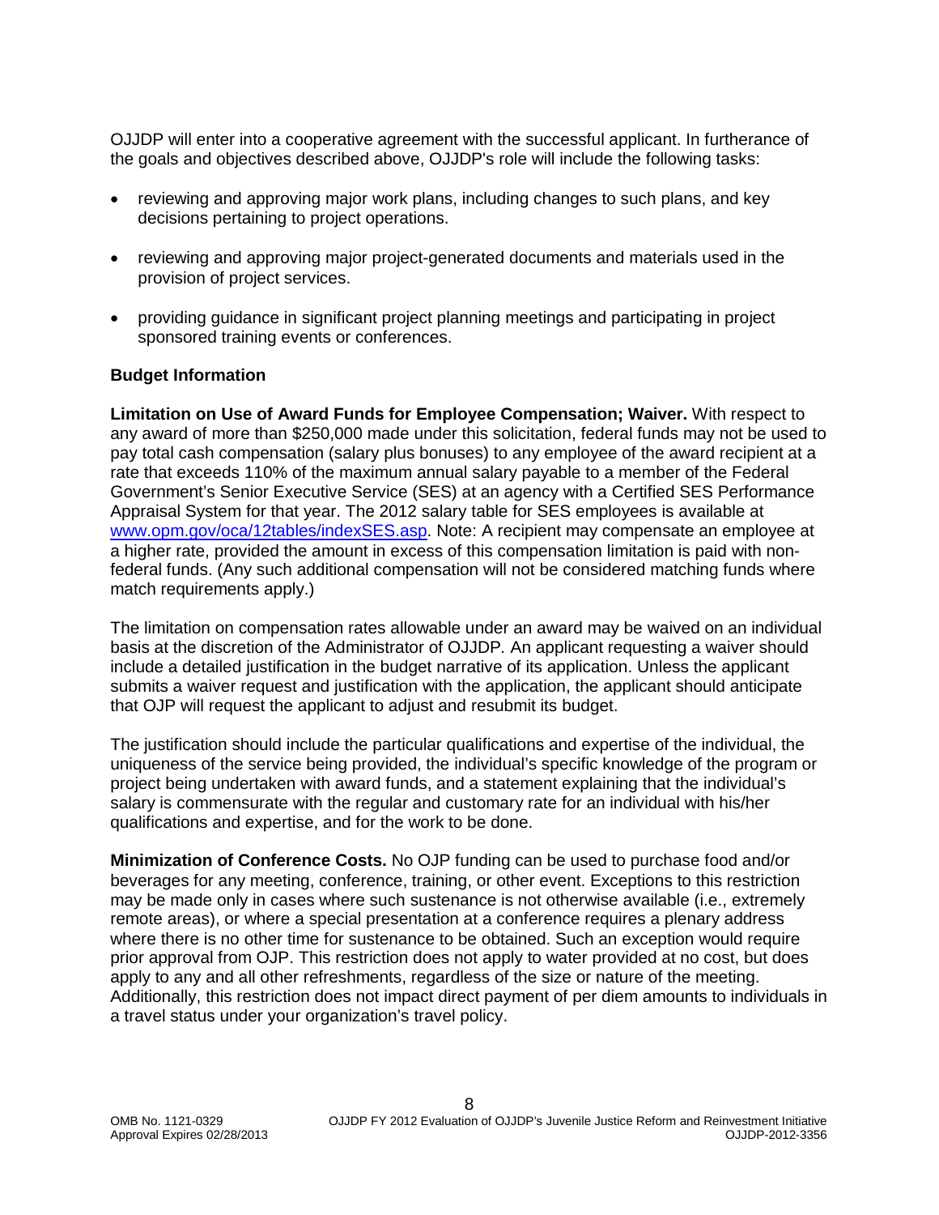OJJDP will enter into a cooperative agreement with the successful applicant. In furtherance of the goals and objectives described above, OJJDP's role will include the following tasks:

- reviewing and approving major work plans, including changes to such plans, and key decisions pertaining to project operations.
- reviewing and approving major project-generated documents and materials used in the provision of project services.
- providing guidance in significant project planning meetings and participating in project sponsored training events or conferences.

**Budget Information**

**Limitation on Use of Award Funds for Employee Compensation; Waiver.** With respect to any award of more than $250,000 made under this solicitation, federal funds may not be used to pay total cash compensation (salary plus bonuses) to any employee of the award recipient at a rate that exceeds 110% of the maximum annual salary payable to a member of the Federal Government's Senior Executive Service (SES) at an agency with a Certified SES Performance Appraisal System for that year. The 2012 salary table for SES employees is available at [www.opm.gov/oca/12tables/indexSES.asp](www.opm.gov/oca/12tables/indexSES.asp). Note: A recipient may compensate an employee at a higher rate, provided the amount in excess of this compensation limitation is paid with non-federal funds. (Any such additional compensation will not be considered matching funds where match requirements apply.)

The limitation on compensation rates allowable under an award may be waived on an individual basis at the discretion of the Administrator of OJJDP. An applicant requesting a waiver should include a detailed justification in the budget narrative of its application. Unless the applicant submits a waiver request and justification with the application, the applicant should anticipate that OJP will request the applicant to adjust and resubmit its budget.

The justification should include the particular qualifications and expertise of the individual, the uniqueness of the service being provided, the individual's specific knowledge of the program or project being undertaken with award funds, and a statement explaining that the individual's salary is commensurate with the regular and customary rate for an individual with his/her qualifications and expertise, and for the work to be done.

**Minimization of Conference Costs.** No OJP funding can be used to purchase food and/or beverages for any meeting, conference, training, or other event. Exceptions to this restriction may be made only in cases where such sustenance is not otherwise available (i.e., extremely remote areas), or where a special presentation at a conference requires a plenary address where there is no other time for sustenance to be obtained. Such an exception would require prior approval from OJP. This restriction does not apply to water provided at no cost, but does apply to any and all other refreshments, regardless of the size or nature of the meeting. Additionally, this restriction does not impact direct payment of per diem amounts to individuals in a travel status under your organization's travel policy.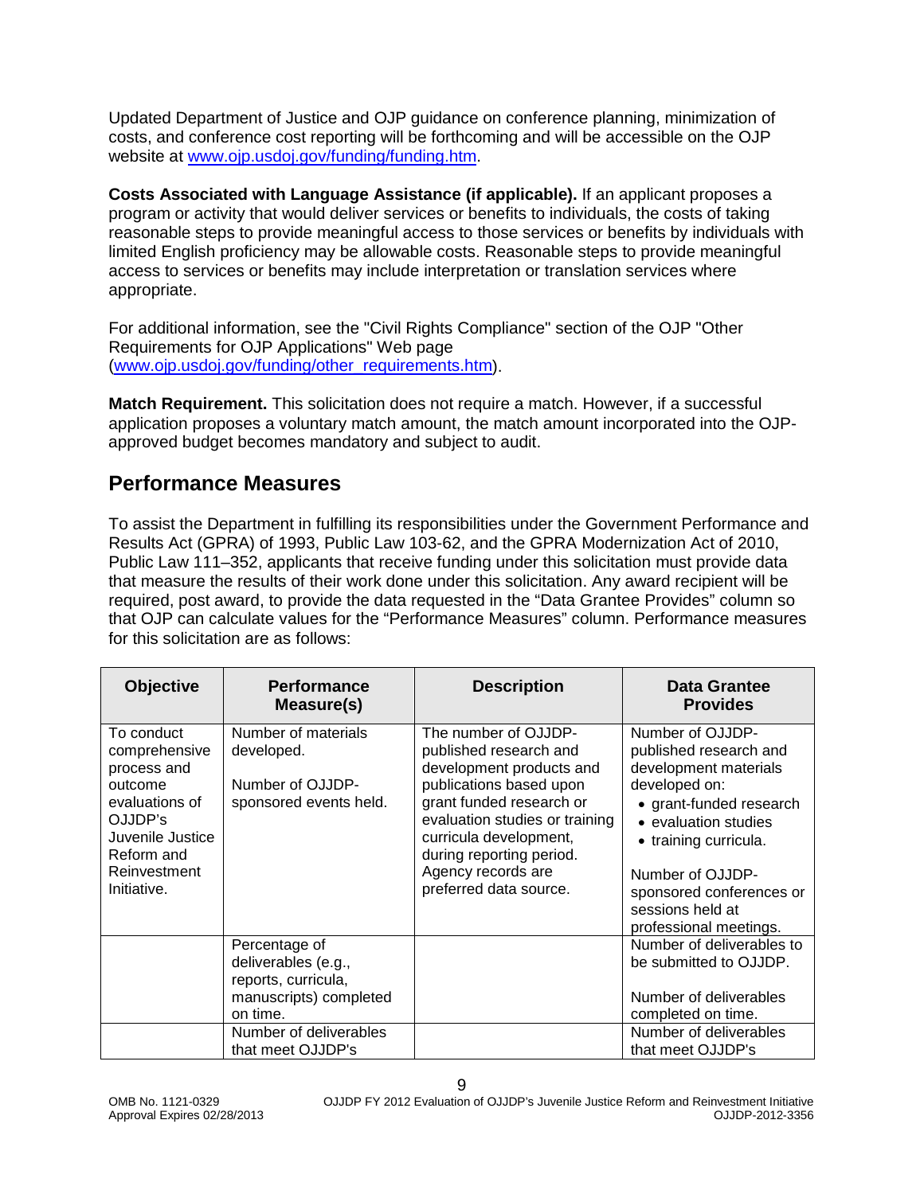Updated Department of Justice and OJP guidance on conference planning, minimization of costs, and conference cost reporting will be forthcoming and will be accessible on the OJP website at [www.ojp.usdoj.gov/funding/funding.htm](http://www.ojp.usdoj.gov/funding/funding.htm).

**Costs Associated with Language Assistance (if applicable).** If an applicant proposes a program or activity that would deliver services or benefits to individuals, the costs of taking reasonable steps to provide meaningful access to those services or benefits by individuals with limited English proficiency may be allowable costs. Reasonable steps to provide meaningful access to services or benefits may include interpretation or translation services where appropriate.

For additional information, see the "Civil Rights Compliance" section of the OJP "Other Requirements for OJP Applications" Web page ([www.ojp.usdoj.gov/funding/other_requirements.htm](http://www.ojp.usdoj.gov/funding/other_requirements.htm)).

**Match Requirement.** This solicitation does not require a match. However, if a successful application proposes a voluntary match amount, the match amount incorporated into the OJP-approved budget becomes mandatory and subject to audit.

## Performance Measures

To assist the Department in fulfilling its responsibilities under the Government Performance and Results Act (GPRA) of 1993, Public Law 103-62, and the GPRA Modernization Act of 2010, Public Law 111–352, applicants that receive funding under this solicitation must provide data that measure the results of their work done under this solicitation. Any award recipient will be required, post award, to provide the data requested in the "Data Grantee Provides" column so that OJP can calculate values for the "Performance Measures" column. Performance measures for this solicitation are as follows:

| Objective | Performance Measure(s) | Description | Data Grantee Provides |
|---|---|---|---|
| To conduct comprehensive process and outcome evaluations of OJJDP's Juvenile Justice Reform and Reinvestment Initiative. | Number of materials developed.<br><br>Number of OJJDP-sponsored events held. | The number of OJJDP-published research and development products and publications based upon grant funded research or evaluation studies or training curricula development, during reporting period. Agency records are preferred data source. | Number of OJJDP-published research and development materials developed on:<br>• grant-funded research<br>• evaluation studies<br>• training curricula.<br><br>Number of OJJDP-sponsored conferences or sessions held at professional meetings. |
| | Percentage of deliverables (e.g., reports, curricula, manuscripts) completed on time. | | Number of deliverables to be submitted to OJJDP.<br><br>Number of deliverables completed on time. |
| | Number of deliverables that meet OJJDP's | | Number of deliverables that meet OJJDP's |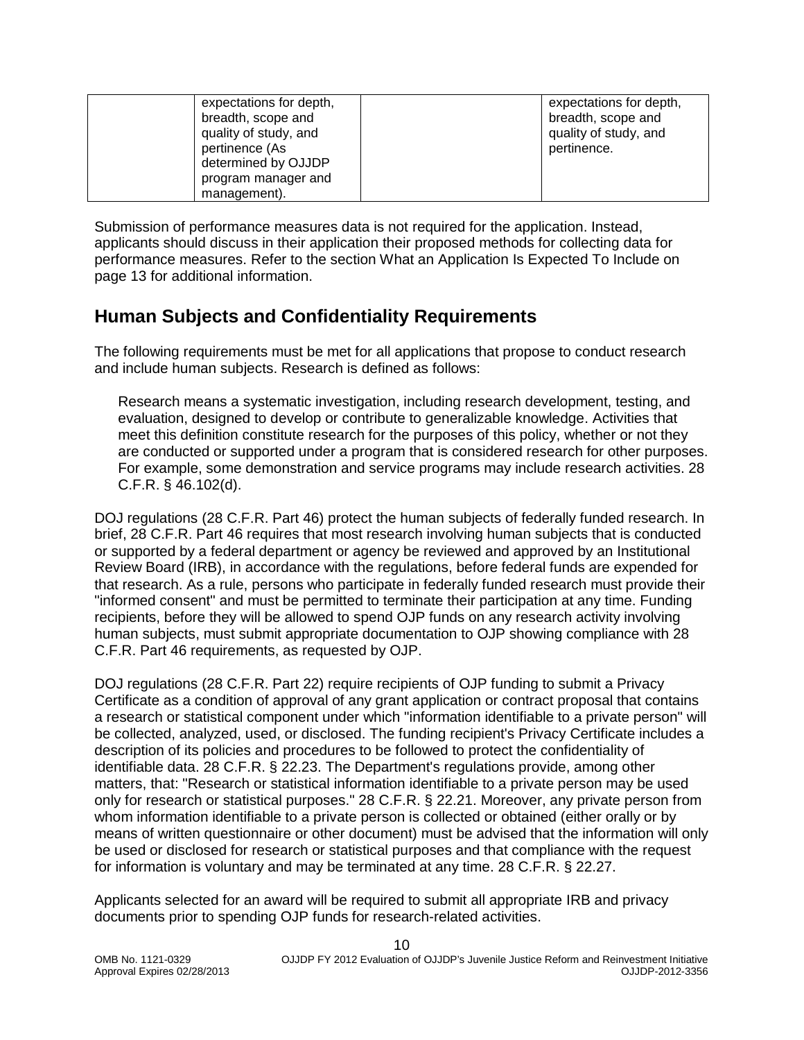|  | expectations for depth, breadth, scope and quality of study, and pertinence (As determined by OJJDP program manager and management). |  | expectations for depth, breadth, scope and quality of study, and pertinence. |
|---|---|---|---|

Submission of performance measures data is not required for the application. Instead, applicants should discuss in their application their proposed methods for collecting data for performance measures. Refer to the section What an Application Is Expected To Include on page 13 for additional information.

## Human Subjects and Confidentiality Requirements

The following requirements must be met for all applications that propose to conduct research and include human subjects. Research is defined as follows:

> Research means a systematic investigation, including research development, testing, and evaluation, designed to develop or contribute to generalizable knowledge. Activities that meet this definition constitute research for the purposes of this policy, whether or not they are conducted or supported under a program that is considered research for other purposes. For example, some demonstration and service programs may include research activities. 28 C.F.R. § 46.102(d).

DOJ regulations (28 C.F.R. Part 46) protect the human subjects of federally funded research. In brief, 28 C.F.R. Part 46 requires that most research involving human subjects that is conducted or supported by a federal department or agency be reviewed and approved by an Institutional Review Board (IRB), in accordance with the regulations, before federal funds are expended for that research. As a rule, persons who participate in federally funded research must provide their "informed consent" and must be permitted to terminate their participation at any time. Funding recipients, before they will be allowed to spend OJP funds on any research activity involving human subjects, must submit appropriate documentation to OJP showing compliance with 28 C.F.R. Part 46 requirements, as requested by OJP.

DOJ regulations (28 C.F.R. Part 22) require recipients of OJP funding to submit a Privacy Certificate as a condition of approval of any grant application or contract proposal that contains a research or statistical component under which "information identifiable to a private person" will be collected, analyzed, used, or disclosed. The funding recipient's Privacy Certificate includes a description of its policies and procedures to be followed to protect the confidentiality of identifiable data. 28 C.F.R. § 22.23. The Department's regulations provide, among other matters, that: "Research or statistical information identifiable to a private person may be used only for research or statistical purposes." 28 C.F.R. § 22.21. Moreover, any private person from whom information identifiable to a private person is collected or obtained (either orally or by means of written questionnaire or other document) must be advised that the information will only be used or disclosed for research or statistical purposes and that compliance with the request for information is voluntary and may be terminated at any time. 28 C.F.R. § 22.27.

Applicants selected for an award will be required to submit all appropriate IRB and privacy documents prior to spending OJP funds for research-related activities.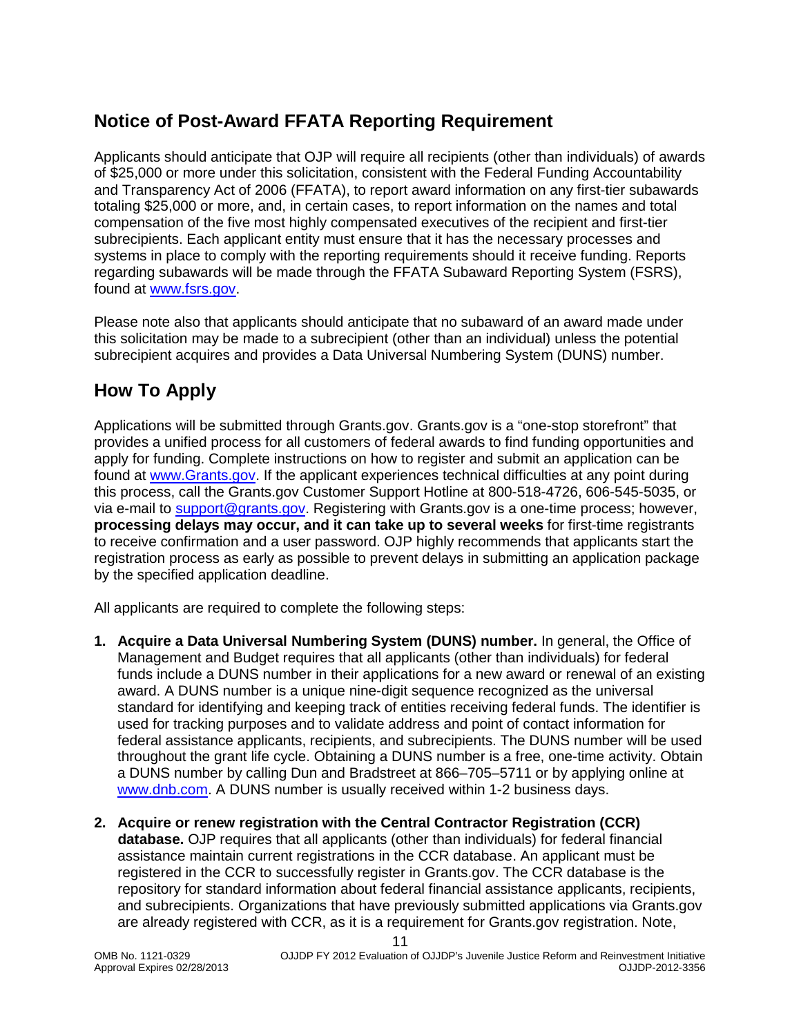## Notice of Post-Award FFATA Reporting Requirement

Applicants should anticipate that OJP will require all recipients (other than individuals) of awards of $25,000 or more under this solicitation, consistent with the Federal Funding Accountability and Transparency Act of 2006 (FFATA), to report award information on any first-tier subawards totaling $25,000 or more, and, in certain cases, to report information on the names and total compensation of the five most highly compensated executives of the recipient and first-tier subrecipients. Each applicant entity must ensure that it has the necessary processes and systems in place to comply with the reporting requirements should it receive funding. Reports regarding subawards will be made through the FFATA Subaward Reporting System (FSRS), found at [www.fsrs.gov](http://www.fsrs.gov).

Please note also that applicants should anticipate that no subaward of an award made under this solicitation may be made to a subrecipient (other than an individual) unless the potential subrecipient acquires and provides a Data Universal Numbering System (DUNS) number.

## How To Apply

Applications will be submitted through Grants.gov. Grants.gov is a "one-stop storefront" that provides a unified process for all customers of federal awards to find funding opportunities and apply for funding. Complete instructions on how to register and submit an application can be found at [www.Grants.gov](http://www.Grants.gov). If the applicant experiences technical difficulties at any point during this process, call the Grants.gov Customer Support Hotline at 800-518-4726, 606-545-5035, or via e-mail to [support@grants.gov](mailto:support@grants.gov). Registering with Grants.gov is a one-time process; however, **processing delays may occur, and it can take up to several weeks** for first-time registrants to receive confirmation and a user password. OJP highly recommends that applicants start the registration process as early as possible to prevent delays in submitting an application package by the specified application deadline.

All applicants are required to complete the following steps:

1. **Acquire a Data Universal Numbering System (DUNS) number.** In general, the Office of Management and Budget requires that all applicants (other than individuals) for federal funds include a DUNS number in their applications for a new award or renewal of an existing award. A DUNS number is a unique nine-digit sequence recognized as the universal standard for identifying and keeping track of entities receiving federal funds. The identifier is used for tracking purposes and to validate address and point of contact information for federal assistance applicants, recipients, and subrecipients. The DUNS number will be used throughout the grant life cycle. Obtaining a DUNS number is a free, one-time activity. Obtain a DUNS number by calling Dun and Bradstreet at 866–705–5711 or by applying online at [www.dnb.com](http://www.dnb.com). A DUNS number is usually received within 1-2 business days.

2. **Acquire or renew registration with the Central Contractor Registration (CCR) database.** OJP requires that all applicants (other than individuals) for federal financial assistance maintain current registrations in the CCR database. An applicant must be registered in the CCR to successfully register in Grants.gov. The CCR database is the repository for standard information about federal financial assistance applicants, recipients, and subrecipients. Organizations that have previously submitted applications via Grants.gov are already registered with CCR, as it is a requirement for Grants.gov registration. Note,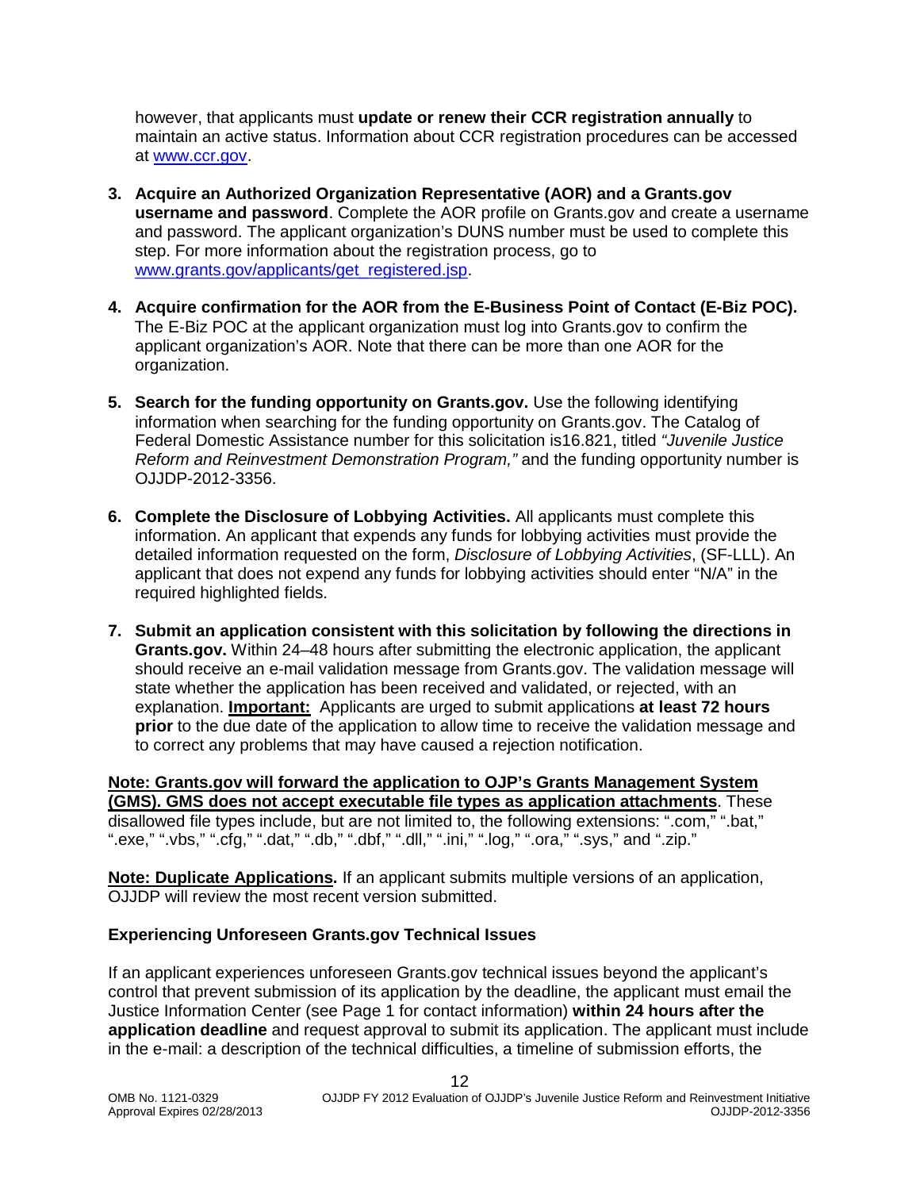however, that applicants must **update or renew their CCR registration annually** to maintain an active status. Information about CCR registration procedures can be accessed at [www.ccr.gov](www.ccr.gov).

3. **Acquire an Authorized Organization Representative (AOR) and a Grants.gov username and password**. Complete the AOR profile on Grants.gov and create a username and password. The applicant organization's DUNS number must be used to complete this step. For more information about the registration process, go to [www.grants.gov/applicants/get_registered.jsp](www.grants.gov/applicants/get_registered.jsp).

4. **Acquire confirmation for the AOR from the E-Business Point of Contact (E-Biz POC).** The E-Biz POC at the applicant organization must log into Grants.gov to confirm the applicant organization's AOR. Note that there can be more than one AOR for the organization.

5. **Search for the funding opportunity on Grants.gov.** Use the following identifying information when searching for the funding opportunity on Grants.gov. The Catalog of Federal Domestic Assistance number for this solicitation is16.821, titled *"Juvenile Justice Reform and Reinvestment Demonstration Program,"* and the funding opportunity number is OJJDP-2012-3356.

6. **Complete the Disclosure of Lobbying Activities.** All applicants must complete this information. An applicant that expends any funds for lobbying activities must provide the detailed information requested on the form, *Disclosure of Lobbying Activities*, (SF-LLL). An applicant that does not expend any funds for lobbying activities should enter "N/A" in the required highlighted fields.

7. **Submit an application consistent with this solicitation by following the directions in Grants.gov.** Within 24–48 hours after submitting the electronic application, the applicant should receive an e-mail validation message from Grants.gov. The validation message will state whether the application has been received and validated, or rejected, with an explanation. **Important:** Applicants are urged to submit applications **at least 72 hours prior** to the due date of the application to allow time to receive the validation message and to correct any problems that may have caused a rejection notification.

**Note: Grants.gov will forward the application to OJP's Grants Management System (GMS). GMS does not accept executable file types as application attachments**. These disallowed file types include, but are not limited to, the following extensions: ".com," ".bat," ".exe," ".vbs," ".cfg," ".dat," ".db," ".dbf," ".dll," ".ini," ".log," ".ora," ".sys," and ".zip."

**Note: Duplicate Applications.** If an applicant submits multiple versions of an application, OJJDP will review the most recent version submitted.

### Experiencing Unforeseen Grants.gov Technical Issues

If an applicant experiences unforeseen Grants.gov technical issues beyond the applicant's control that prevent submission of its application by the deadline, the applicant must email the Justice Information Center (see Page 1 for contact information) **within 24 hours after the application deadline** and request approval to submit its application. The applicant must include in the e-mail: a description of the technical difficulties, a timeline of submission efforts, the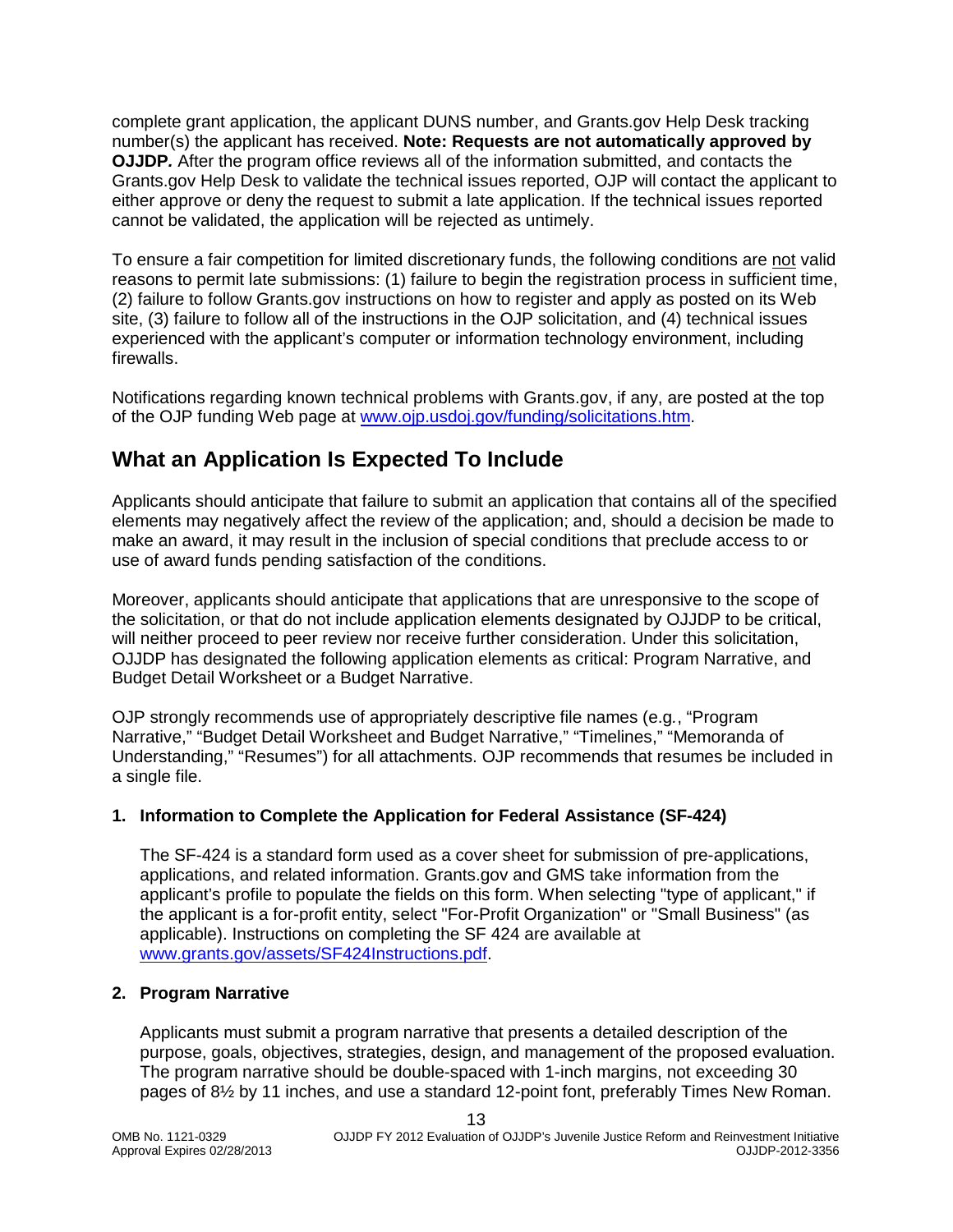complete grant application, the applicant DUNS number, and Grants.gov Help Desk tracking number(s) the applicant has received. **Note: Requests are not automatically approved by OJJDP*.*** After the program office reviews all of the information submitted, and contacts the Grants.gov Help Desk to validate the technical issues reported, OJP will contact the applicant to either approve or deny the request to submit a late application. If the technical issues reported cannot be validated, the application will be rejected as untimely.

To ensure a fair competition for limited discretionary funds, the following conditions are not valid reasons to permit late submissions: (1) failure to begin the registration process in sufficient time, (2) failure to follow Grants.gov instructions on how to register and apply as posted on its Web site, (3) failure to follow all of the instructions in the OJP solicitation, and (4) technical issues experienced with the applicant's computer or information technology environment, including firewalls.

Notifications regarding known technical problems with Grants.gov, if any, are posted at the top of the OJP funding Web page at [www.ojp.usdoj.gov/funding/solicitations.htm](www.ojp.usdoj.gov/funding/solicitations.htm).

## What an Application Is Expected To Include

Applicants should anticipate that failure to submit an application that contains all of the specified elements may negatively affect the review of the application; and, should a decision be made to make an award, it may result in the inclusion of special conditions that preclude access to or use of award funds pending satisfaction of the conditions.

Moreover, applicants should anticipate that applications that are unresponsive to the scope of the solicitation, or that do not include application elements designated by OJJDP to be critical, will neither proceed to peer review nor receive further consideration. Under this solicitation, OJJDP has designated the following application elements as critical: Program Narrative, and Budget Detail Worksheet or a Budget Narrative.

OJP strongly recommends use of appropriately descriptive file names (e.g*.*, "Program Narrative," "Budget Detail Worksheet and Budget Narrative," "Timelines," "Memoranda of Understanding," "Resumes") for all attachments. OJP recommends that resumes be included in a single file.

**1. Information to Complete the Application for Federal Assistance (SF-424)**

The SF-424 is a standard form used as a cover sheet for submission of pre-applications, applications, and related information. Grants.gov and GMS take information from the applicant's profile to populate the fields on this form. When selecting "type of applicant," if the applicant is a for-profit entity, select "For-Profit Organization" or "Small Business" (as applicable). Instructions on completing the SF 424 are available at [www.grants.gov/assets/SF424Instructions.pdf](www.grants.gov/assets/SF424Instructions.pdf).

**2. Program Narrative**

Applicants must submit a program narrative that presents a detailed description of the purpose, goals, objectives, strategies, design, and management of the proposed evaluation. The program narrative should be double-spaced with 1-inch margins, not exceeding 30 pages of 8½ by 11 inches, and use a standard 12-point font, preferably Times New Roman.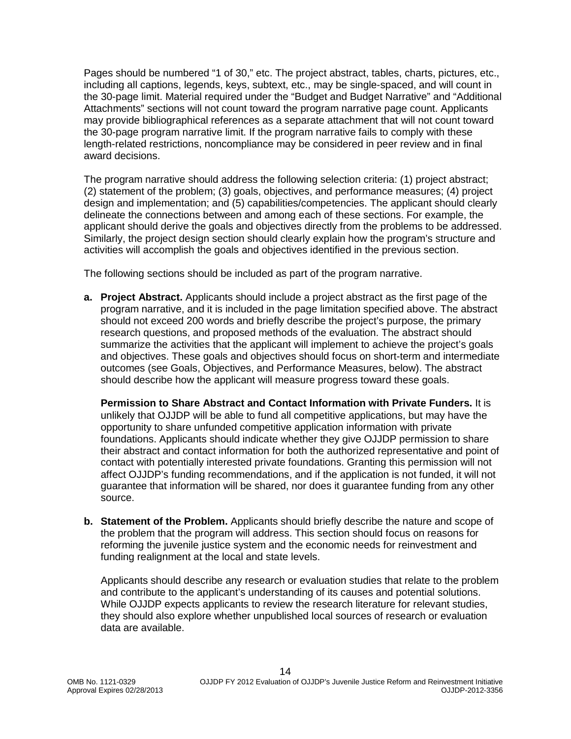Pages should be numbered "1 of 30," etc. The project abstract, tables, charts, pictures, etc., including all captions, legends, keys, subtext, etc., may be single-spaced, and will count in the 30-page limit. Material required under the "Budget and Budget Narrative" and "Additional Attachments" sections will not count toward the program narrative page count. Applicants may provide bibliographical references as a separate attachment that will not count toward the 30-page program narrative limit. If the program narrative fails to comply with these length-related restrictions, noncompliance may be considered in peer review and in final award decisions.

The program narrative should address the following selection criteria: (1) project abstract; (2) statement of the problem; (3) goals, objectives, and performance measures; (4) project design and implementation; and (5) capabilities/competencies. The applicant should clearly delineate the connections between and among each of these sections. For example, the applicant should derive the goals and objectives directly from the problems to be addressed. Similarly, the project design section should clearly explain how the program's structure and activities will accomplish the goals and objectives identified in the previous section.

The following sections should be included as part of the program narrative.

**a. Project Abstract.** Applicants should include a project abstract as the first page of the program narrative, and it is included in the page limitation specified above. The abstract should not exceed 200 words and briefly describe the project's purpose, the primary research questions, and proposed methods of the evaluation. The abstract should summarize the activities that the applicant will implement to achieve the project's goals and objectives. These goals and objectives should focus on short-term and intermediate outcomes (see Goals, Objectives, and Performance Measures, below). The abstract should describe how the applicant will measure progress toward these goals.

**Permission to Share Abstract and Contact Information with Private Funders.** It is unlikely that OJJDP will be able to fund all competitive applications, but may have the opportunity to share unfunded competitive application information with private foundations. Applicants should indicate whether they give OJJDP permission to share their abstract and contact information for both the authorized representative and point of contact with potentially interested private foundations. Granting this permission will not affect OJJDP's funding recommendations, and if the application is not funded, it will not guarantee that information will be shared, nor does it guarantee funding from any other source.

**b. Statement of the Problem.** Applicants should briefly describe the nature and scope of the problem that the program will address. This section should focus on reasons for reforming the juvenile justice system and the economic needs for reinvestment and funding realignment at the local and state levels.

Applicants should describe any research or evaluation studies that relate to the problem and contribute to the applicant's understanding of its causes and potential solutions. While OJJDP expects applicants to review the research literature for relevant studies, they should also explore whether unpublished local sources of research or evaluation data are available.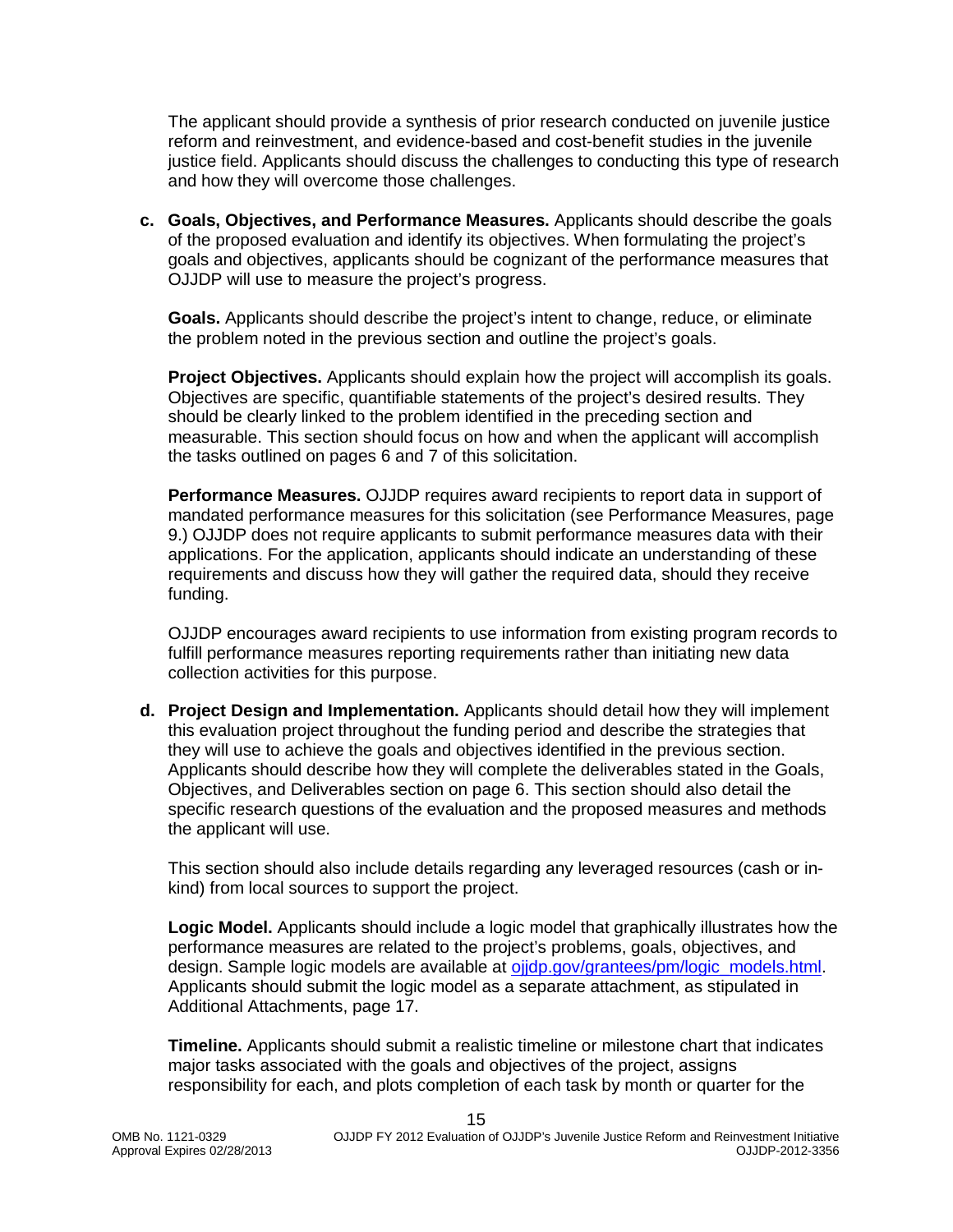The applicant should provide a synthesis of prior research conducted on juvenile justice reform and reinvestment, and evidence-based and cost-benefit studies in the juvenile justice field. Applicants should discuss the challenges to conducting this type of research and how they will overcome those challenges.

**c. Goals, Objectives, and Performance Measures.** Applicants should describe the goals of the proposed evaluation and identify its objectives. When formulating the project's goals and objectives, applicants should be cognizant of the performance measures that OJJDP will use to measure the project's progress.

**Goals.** Applicants should describe the project's intent to change, reduce, or eliminate the problem noted in the previous section and outline the project's goals.

**Project Objectives.** Applicants should explain how the project will accomplish its goals. Objectives are specific, quantifiable statements of the project's desired results. They should be clearly linked to the problem identified in the preceding section and measurable. This section should focus on how and when the applicant will accomplish the tasks outlined on pages 6 and 7 of this solicitation.

**Performance Measures.** OJJDP requires award recipients to report data in support of mandated performance measures for this solicitation (see Performance Measures, page 9.) OJJDP does not require applicants to submit performance measures data with their applications. For the application, applicants should indicate an understanding of these requirements and discuss how they will gather the required data, should they receive funding.

OJJDP encourages award recipients to use information from existing program records to fulfill performance measures reporting requirements rather than initiating new data collection activities for this purpose.

**d. Project Design and Implementation.** Applicants should detail how they will implement this evaluation project throughout the funding period and describe the strategies that they will use to achieve the goals and objectives identified in the previous section. Applicants should describe how they will complete the deliverables stated in the Goals, Objectives, and Deliverables section on page 6. This section should also detail the specific research questions of the evaluation and the proposed measures and methods the applicant will use.

This section should also include details regarding any leveraged resources (cash or in-kind) from local sources to support the project.

**Logic Model.** Applicants should include a logic model that graphically illustrates how the performance measures are related to the project's problems, goals, objectives, and design. Sample logic models are available at [ojjdp.gov/grantees/pm/logic_models.html](ojjdp.gov/grantees/pm/logic_models.html). Applicants should submit the logic model as a separate attachment, as stipulated in Additional Attachments, page 17.

**Timeline.** Applicants should submit a realistic timeline or milestone chart that indicates major tasks associated with the goals and objectives of the project, assigns responsibility for each, and plots completion of each task by month or quarter for the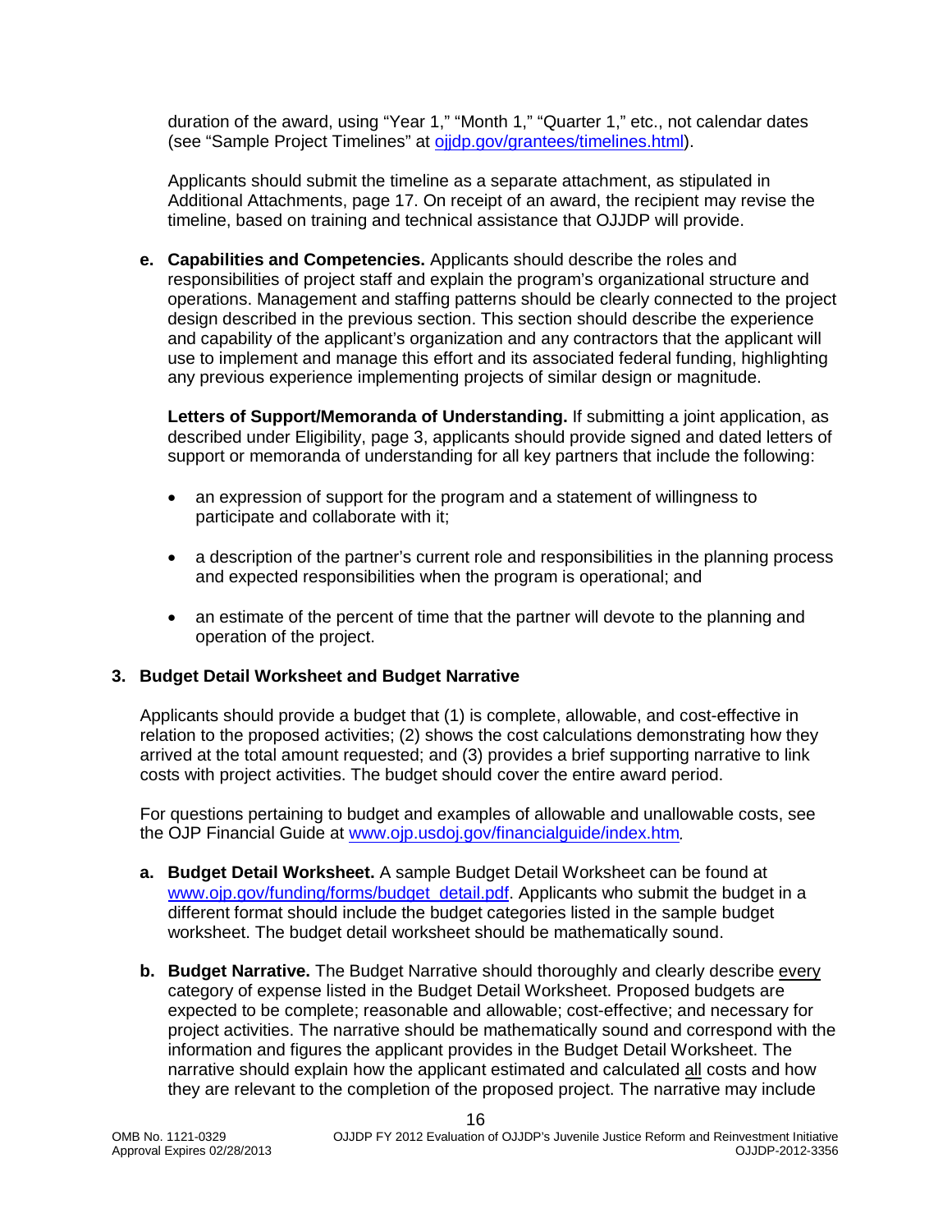duration of the award, using "Year 1," "Month 1," "Quarter 1," etc., not calendar dates (see "Sample Project Timelines" at [ojjdp.gov/grantees/timelines.html](ojjdp.gov/grantees/timelines.html)).

Applicants should submit the timeline as a separate attachment, as stipulated in Additional Attachments, page 17. On receipt of an award, the recipient may revise the timeline, based on training and technical assistance that OJJDP will provide.

**e. Capabilities and Competencies.** Applicants should describe the roles and responsibilities of project staff and explain the program's organizational structure and operations. Management and staffing patterns should be clearly connected to the project design described in the previous section. This section should describe the experience and capability of the applicant's organization and any contractors that the applicant will use to implement and manage this effort and its associated federal funding, highlighting any previous experience implementing projects of similar design or magnitude.

**Letters of Support/Memoranda of Understanding.** If submitting a joint application, as described under Eligibility, page 3, applicants should provide signed and dated letters of support or memoranda of understanding for all key partners that include the following:

- an expression of support for the program and a statement of willingness to participate and collaborate with it;
- a description of the partner's current role and responsibilities in the planning process and expected responsibilities when the program is operational; and
- an estimate of the percent of time that the partner will devote to the planning and operation of the project.

### 3. Budget Detail Worksheet and Budget Narrative

Applicants should provide a budget that (1) is complete, allowable, and cost-effective in relation to the proposed activities; (2) shows the cost calculations demonstrating how they arrived at the total amount requested; and (3) provides a brief supporting narrative to link costs with project activities. The budget should cover the entire award period.

For questions pertaining to budget and examples of allowable and unallowable costs, see the OJP Financial Guide at [www.ojp.usdoj.gov/financialguide/index.htm](www.ojp.usdoj.gov/financialguide/index.htm)*.*

**a. Budget Detail Worksheet.** A sample Budget Detail Worksheet can be found at [www.ojp.gov/funding/forms/budget_detail.pdf](www.ojp.gov/funding/forms/budget_detail.pdf). Applicants who submit the budget in a different format should include the budget categories listed in the sample budget worksheet. The budget detail worksheet should be mathematically sound.

**b. Budget Narrative.** The Budget Narrative should thoroughly and clearly describe <u>every</u> category of expense listed in the Budget Detail Worksheet. Proposed budgets are expected to be complete; reasonable and allowable; cost-effective; and necessary for project activities. The narrative should be mathematically sound and correspond with the information and figures the applicant provides in the Budget Detail Worksheet. The narrative should explain how the applicant estimated and calculated <u>all</u> costs and how they are relevant to the completion of the proposed project. The narrative may include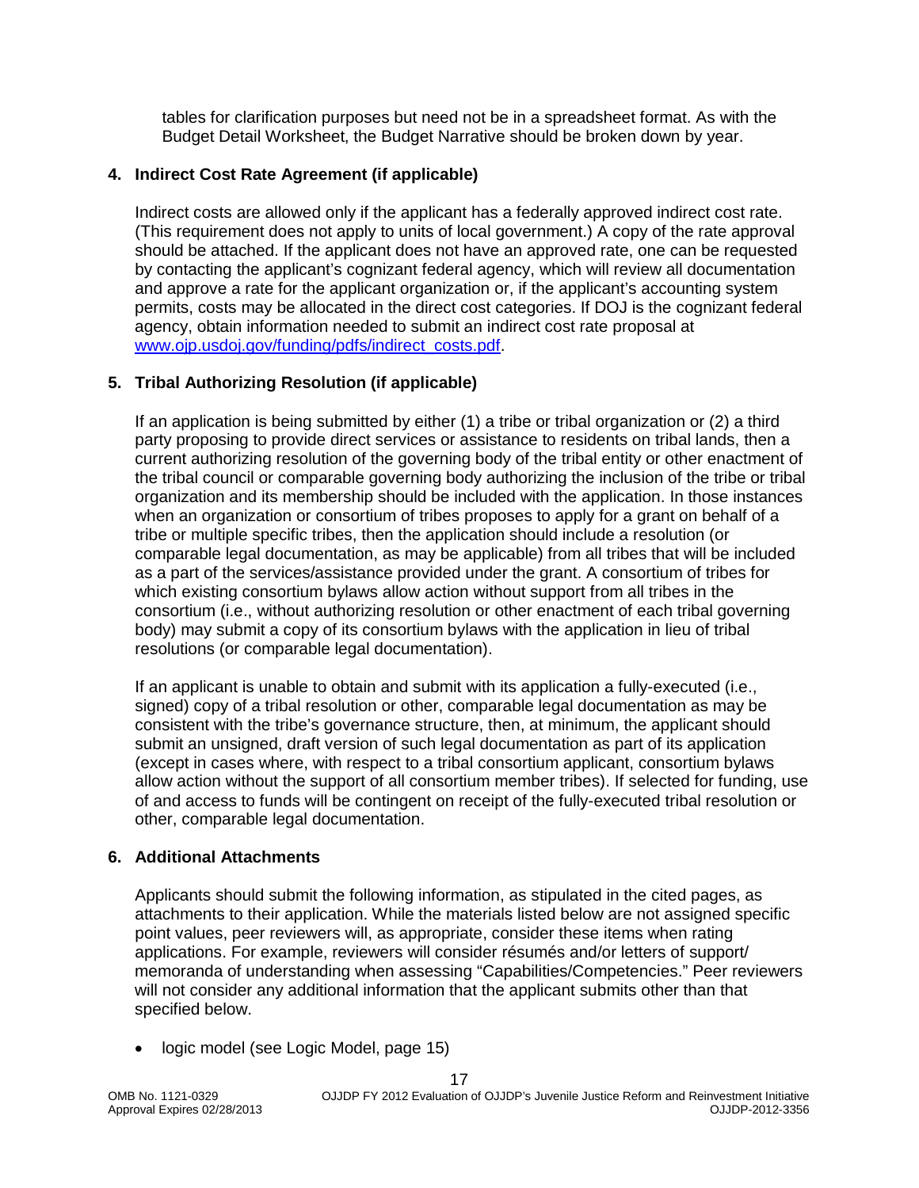tables for clarification purposes but need not be in a spreadsheet format. As with the Budget Detail Worksheet, the Budget Narrative should be broken down by year.

**4. Indirect Cost Rate Agreement (if applicable)**

Indirect costs are allowed only if the applicant has a federally approved indirect cost rate. (This requirement does not apply to units of local government.) A copy of the rate approval should be attached. If the applicant does not have an approved rate, one can be requested by contacting the applicant's cognizant federal agency, which will review all documentation and approve a rate for the applicant organization or, if the applicant's accounting system permits, costs may be allocated in the direct cost categories. If DOJ is the cognizant federal agency, obtain information needed to submit an indirect cost rate proposal at [www.ojp.usdoj.gov/funding/pdfs/indirect_costs.pdf](www.ojp.usdoj.gov/funding/pdfs/indirect_costs.pdf).

**5. Tribal Authorizing Resolution (if applicable)**

If an application is being submitted by either (1) a tribe or tribal organization or (2) a third party proposing to provide direct services or assistance to residents on tribal lands, then a current authorizing resolution of the governing body of the tribal entity or other enactment of the tribal council or comparable governing body authorizing the inclusion of the tribe or tribal organization and its membership should be included with the application. In those instances when an organization or consortium of tribes proposes to apply for a grant on behalf of a tribe or multiple specific tribes, then the application should include a resolution (or comparable legal documentation, as may be applicable) from all tribes that will be included as a part of the services/assistance provided under the grant. A consortium of tribes for which existing consortium bylaws allow action without support from all tribes in the consortium (i.e., without authorizing resolution or other enactment of each tribal governing body) may submit a copy of its consortium bylaws with the application in lieu of tribal resolutions (or comparable legal documentation).

If an applicant is unable to obtain and submit with its application a fully-executed (i.e., signed) copy of a tribal resolution or other, comparable legal documentation as may be consistent with the tribe's governance structure, then, at minimum, the applicant should submit an unsigned, draft version of such legal documentation as part of its application (except in cases where, with respect to a tribal consortium applicant, consortium bylaws allow action without the support of all consortium member tribes). If selected for funding, use of and access to funds will be contingent on receipt of the fully-executed tribal resolution or other, comparable legal documentation.

**6. Additional Attachments**

Applicants should submit the following information, as stipulated in the cited pages, as attachments to their application. While the materials listed below are not assigned specific point values, peer reviewers will, as appropriate, consider these items when rating applications. For example, reviewers will consider résumés and/or letters of support/ memoranda of understanding when assessing "Capabilities/Competencies." Peer reviewers will not consider any additional information that the applicant submits other than that specified below.

- logic model (see Logic Model, page 15)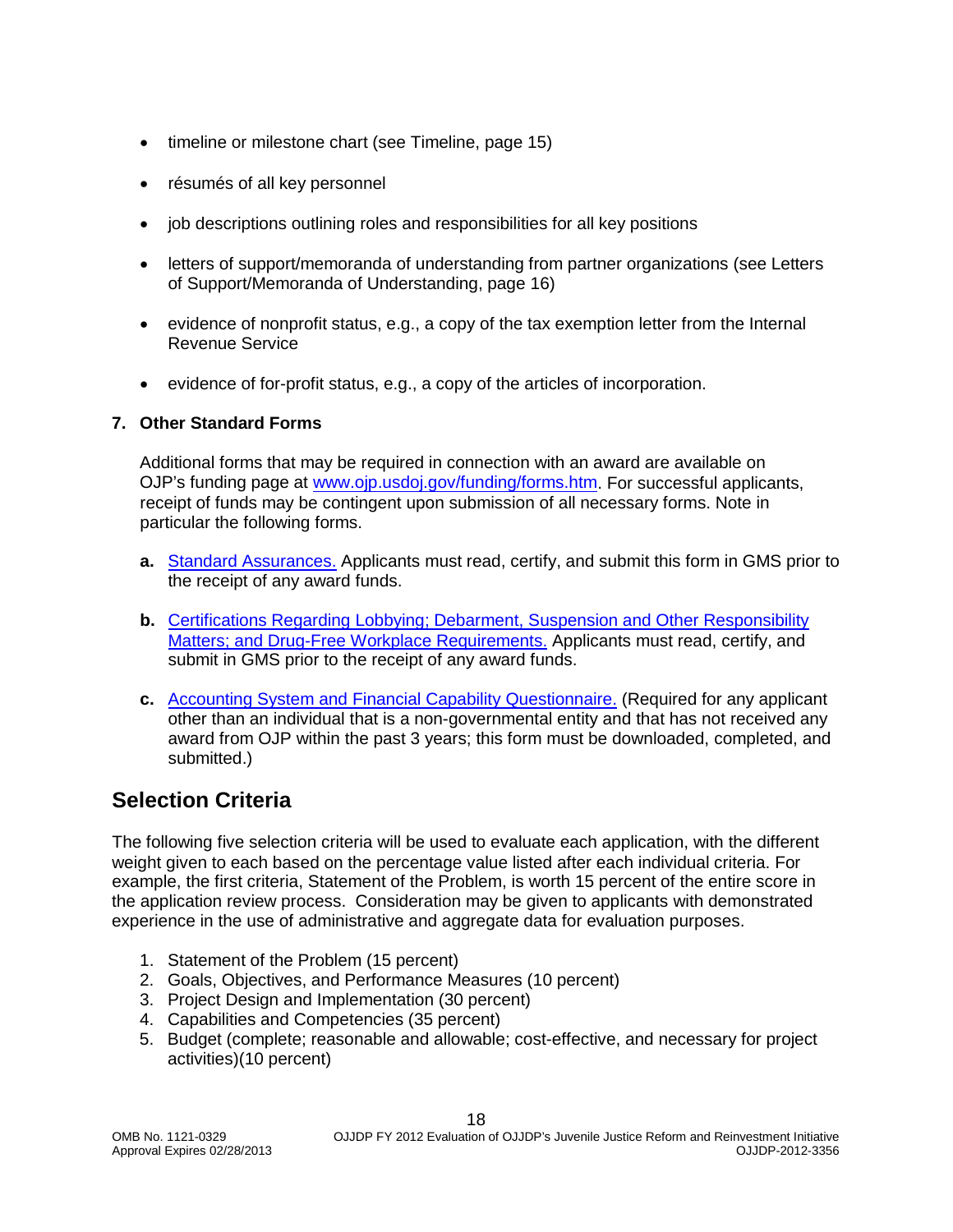- timeline or milestone chart (see Timeline, page 15)
- résumés of all key personnel
- job descriptions outlining roles and responsibilities for all key positions
- letters of support/memoranda of understanding from partner organizations (see Letters of Support/Memoranda of Understanding, page 16)
- evidence of nonprofit status, e.g., a copy of the tax exemption letter from the Internal Revenue Service
- evidence of for-profit status, e.g., a copy of the articles of incorporation.

**7. Other Standard Forms**

Additional forms that may be required in connection with an award are available on OJP's funding page at www.ojp.usdoj.gov/funding/forms.htm. For successful applicants, receipt of funds may be contingent upon submission of all necessary forms. Note in particular the following forms.

**a.** Standard Assurances. Applicants must read, certify, and submit this form in GMS prior to the receipt of any award funds.

**b.** Certifications Regarding Lobbying; Debarment, Suspension and Other Responsibility Matters; and Drug-Free Workplace Requirements. Applicants must read, certify, and submit in GMS prior to the receipt of any award funds.

**c.** Accounting System and Financial Capability Questionnaire. (Required for any applicant other than an individual that is a non-governmental entity and that has not received any award from OJP within the past 3 years; this form must be downloaded, completed, and submitted.)

## Selection Criteria

The following five selection criteria will be used to evaluate each application, with the different weight given to each based on the percentage value listed after each individual criteria. For example, the first criteria, Statement of the Problem, is worth 15 percent of the entire score in the application review process. Consideration may be given to applicants with demonstrated experience in the use of administrative and aggregate data for evaluation purposes.

1. Statement of the Problem (15 percent)
2. Goals, Objectives, and Performance Measures (10 percent)
3. Project Design and Implementation (30 percent)
4. Capabilities and Competencies (35 percent)
5. Budget (complete; reasonable and allowable; cost-effective, and necessary for project activities)(10 percent)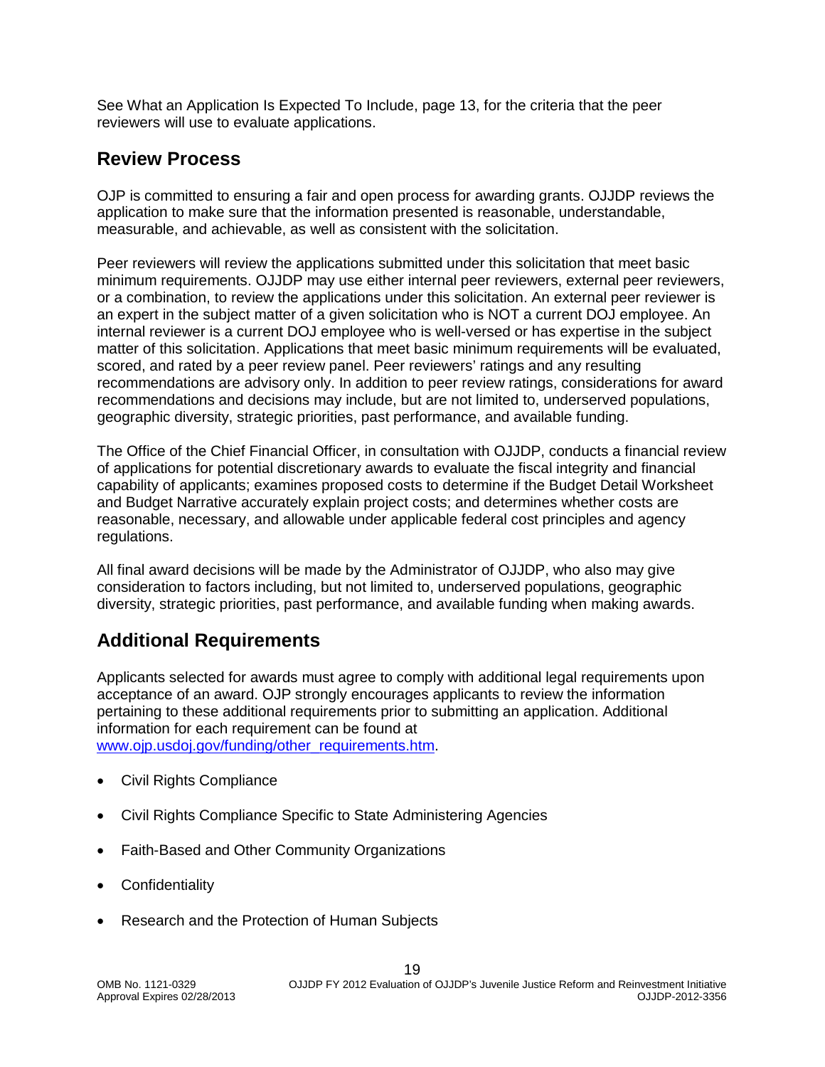See What an Application Is Expected To Include, page 13, for the criteria that the peer reviewers will use to evaluate applications.

## Review Process

OJP is committed to ensuring a fair and open process for awarding grants. OJJDP reviews the application to make sure that the information presented is reasonable, understandable, measurable, and achievable, as well as consistent with the solicitation.

Peer reviewers will review the applications submitted under this solicitation that meet basic minimum requirements. OJJDP may use either internal peer reviewers, external peer reviewers, or a combination, to review the applications under this solicitation. An external peer reviewer is an expert in the subject matter of a given solicitation who is NOT a current DOJ employee. An internal reviewer is a current DOJ employee who is well-versed or has expertise in the subject matter of this solicitation. Applications that meet basic minimum requirements will be evaluated, scored, and rated by a peer review panel. Peer reviewers' ratings and any resulting recommendations are advisory only. In addition to peer review ratings, considerations for award recommendations and decisions may include, but are not limited to, underserved populations, geographic diversity, strategic priorities, past performance, and available funding.

The Office of the Chief Financial Officer, in consultation with OJJDP, conducts a financial review of applications for potential discretionary awards to evaluate the fiscal integrity and financial capability of applicants; examines proposed costs to determine if the Budget Detail Worksheet and Budget Narrative accurately explain project costs; and determines whether costs are reasonable, necessary, and allowable under applicable federal cost principles and agency regulations.

All final award decisions will be made by the Administrator of OJJDP, who also may give consideration to factors including, but not limited to, underserved populations, geographic diversity, strategic priorities, past performance, and available funding when making awards.

## Additional Requirements

Applicants selected for awards must agree to comply with additional legal requirements upon acceptance of an award. OJP strongly encourages applicants to review the information pertaining to these additional requirements prior to submitting an application. Additional information for each requirement can be found at [www.ojp.usdoj.gov/funding/other_requirements.htm](http://www.ojp.usdoj.gov/funding/other_requirements.htm).

- Civil Rights Compliance
- Civil Rights Compliance Specific to State Administering Agencies
- Faith-Based and Other Community Organizations
- Confidentiality
- Research and the Protection of Human Subjects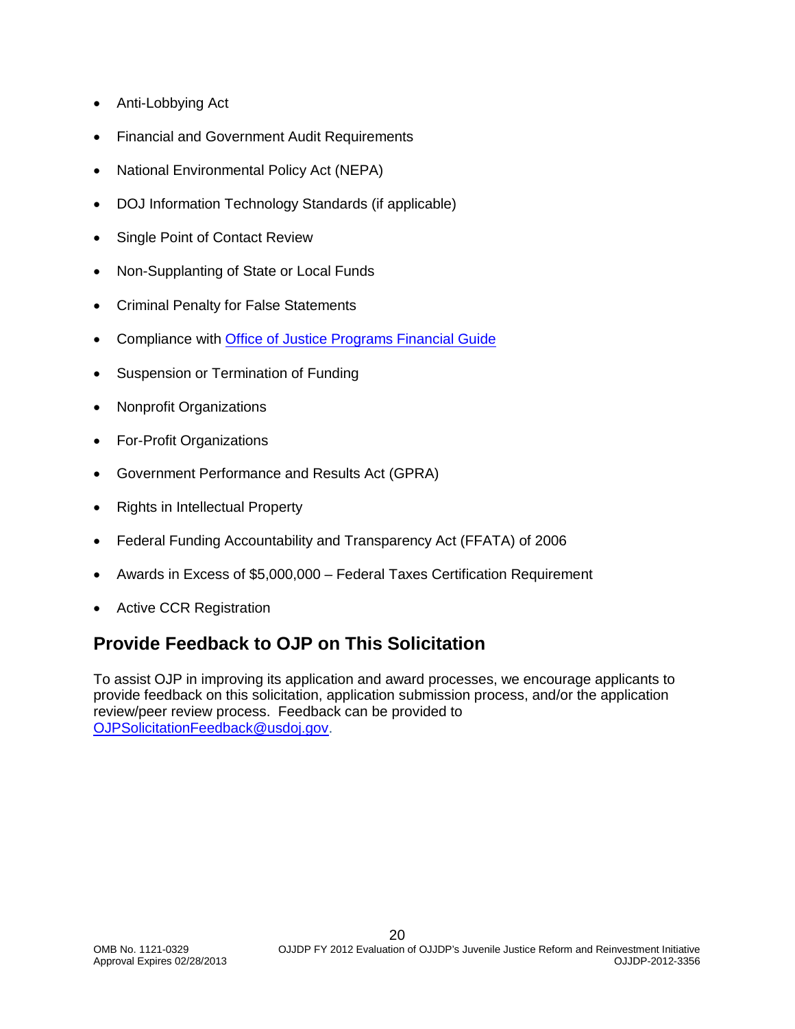- Anti-Lobbying Act
- Financial and Government Audit Requirements
- National Environmental Policy Act (NEPA)
- DOJ Information Technology Standards (if applicable)
- Single Point of Contact Review
- Non-Supplanting of State or Local Funds
- Criminal Penalty for False Statements
- Compliance with [Office of Justice Programs Financial Guide]
- Suspension or Termination of Funding
- Nonprofit Organizations
- For-Profit Organizations
- Government Performance and Results Act (GPRA)
- Rights in Intellectual Property
- Federal Funding Accountability and Transparency Act (FFATA) of 2006
- Awards in Excess of $5,000,000 – Federal Taxes Certification Requirement
- Active CCR Registration

## Provide Feedback to OJP on This Solicitation

To assist OJP in improving its application and award processes, we encourage applicants to provide feedback on this solicitation, application submission process, and/or the application review/peer review process. Feedback can be provided to OJPSolicitationFeedback@usdoj.gov.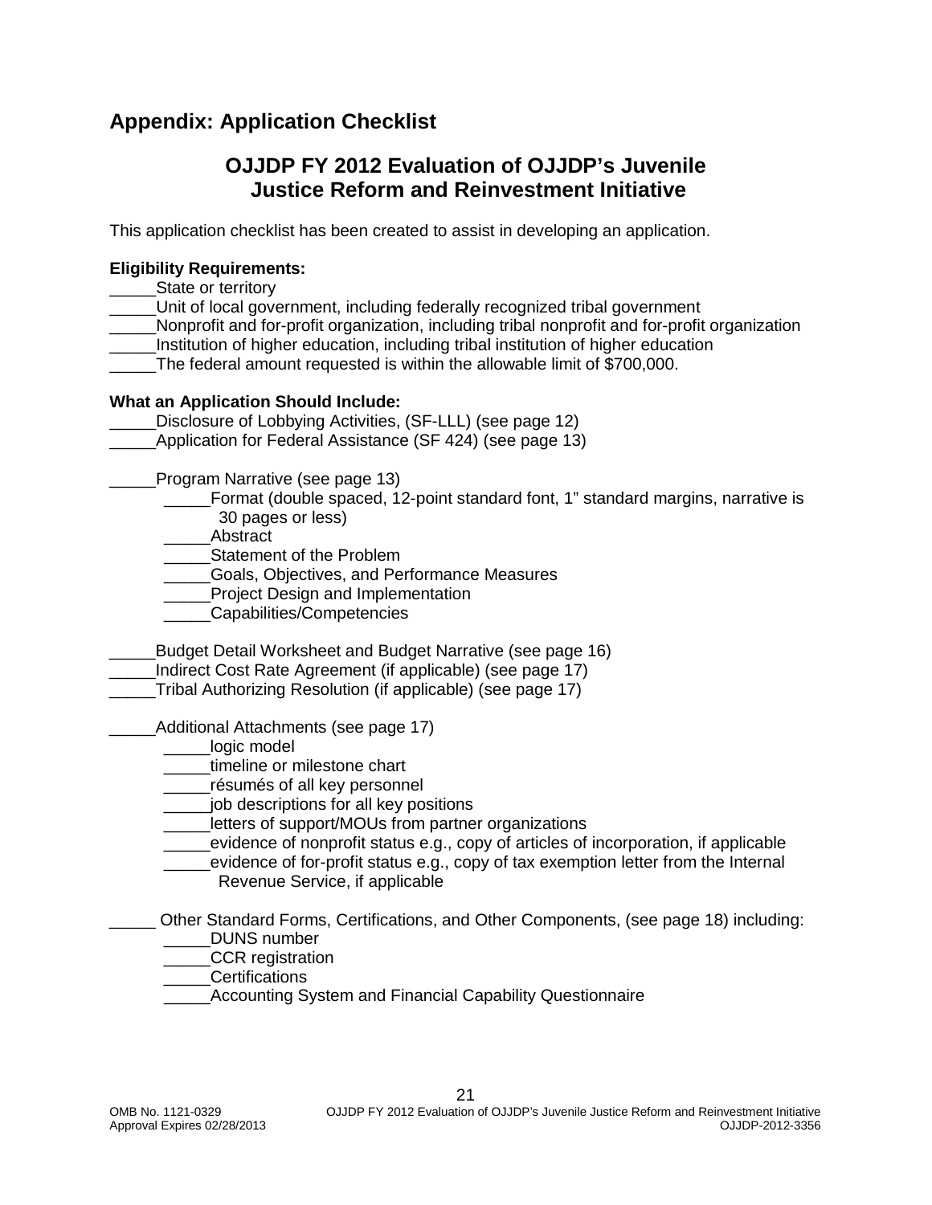## Appendix: Application Checklist

### OJJDP FY 2012 Evaluation of OJJDP's Juvenile Justice Reform and Reinvestment Initiative

This application checklist has been created to assist in developing an application.

**Eligibility Requirements:**

_____State or territory
_____Unit of local government, including federally recognized tribal government
_____Nonprofit and for-profit organization, including tribal nonprofit and for-profit organization
_____Institution of higher education, including tribal institution of higher education
_____The federal amount requested is within the allowable limit of $700,000.

**What an Application Should Include:**

_____Disclosure of Lobbying Activities, (SF-LLL) (see page 12)
_____Application for Federal Assistance (SF 424) (see page 13)

_____Program Narrative (see page 13)
- _____Format (double spaced, 12-point standard font, 1" standard margins, narrative is 30 pages or less)
- _____Abstract
- _____Statement of the Problem
- _____Goals, Objectives, and Performance Measures
- _____Project Design and Implementation
- _____Capabilities/Competencies

_____Budget Detail Worksheet and Budget Narrative (see page 16)
_____Indirect Cost Rate Agreement (if applicable) (see page 17)
_____Tribal Authorizing Resolution (if applicable) (see page 17)

_____Additional Attachments (see page 17)
- _____logic model
- _____timeline or milestone chart
- _____résumés of all key personnel
- _____job descriptions for all key positions
- _____letters of support/MOUs from partner organizations
- _____evidence of nonprofit status e.g., copy of articles of incorporation, if applicable
- _____evidence of for-profit status e.g., copy of tax exemption letter from the Internal Revenue Service, if applicable

_____ Other Standard Forms, Certifications, and Other Components, (see page 18) including:
- _____DUNS number
- _____CCR registration
- _____Certifications
- _____Accounting System and Financial Capability Questionnaire